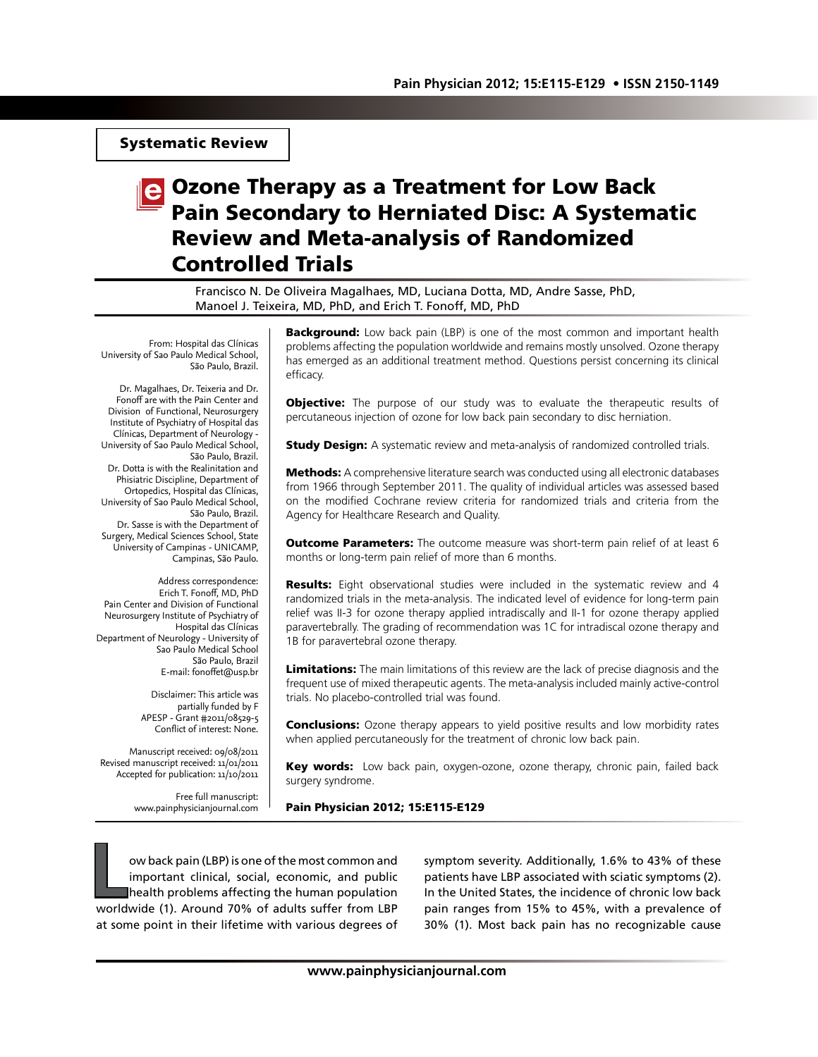Systematic Review

# Ozone Therapy as a Treatment for Low Back Pain Secondary to Herniated Disc: A Systematic Review and Meta-analysis of Randomized Controlled Trials

Francisco N. De Oliveira Magalhaes, MD, Luciana Dotta, MD, Andre Sasse, PhD, Manoel J. Teixeira, MD, PhD, and Erich T. Fonoff, MD, PhD

From: Hospital das Clínicas University of Sao Paulo Medical School, São Paulo, Brazil.

Dr. Magalhaes, Dr. Teixeria and Dr. Fonoff are with the Pain Center and Division of Functional, Neurosurgery Institute of Psychiatry of Hospital das Clínicas, Department of Neurology - University of Sao Paulo Medical School, São Paulo, Brazil.
Dr. Dotta is with the Realinitation and Phisiatric Discipline, Department of Ortopedics, Hospital das Clínicas, University of Sao Paulo Medical School, São Paulo, Brazil.
Dr. Sasse is with the Department of Surgery, Medical Sciences School, State University of Campinas - UNICAMP, Campinas, São Paulo.

Address correspondence:
Erich T. Fonoff, MD, PhD
Pain Center and Division of Functional Neurosurgery Institute of Psychiatry of Hospital das Clínicas
Department of Neurology - University of Sao Paulo Medical School
São Paulo, Brazil
E-mail: fonoffet@usp.br

Disclaimer: This article was partially funded by FAPESP - Grant #2011/08529-5
Conflict of interest: None.

Manuscript received: 09/08/2011
Revised manuscript received: 11/01/2011
Accepted for publication: 11/10/2011

Free full manuscript:
www.painphysicianjournal.com

**Background:** Low back pain (LBP) is one of the most common and important health problems affecting the population worldwide and remains mostly unsolved. Ozone therapy has emerged as an additional treatment method. Questions persist concerning its clinical efficacy.

**Objective:** The purpose of our study was to evaluate the therapeutic results of percutaneous injection of ozone for low back pain secondary to disc herniation.

**Study Design:** A systematic review and meta-analysis of randomized controlled trials.

**Methods:** A comprehensive literature search was conducted using all electronic databases from 1966 through September 2011. The quality of individual articles was assessed based on the modified Cochrane review criteria for randomized trials and criteria from the Agency for Healthcare Research and Quality.

**Outcome Parameters:** The outcome measure was short-term pain relief of at least 6 months or long-term pain relief of more than 6 months.

**Results:** Eight observational studies were included in the systematic review and 4 randomized trials in the meta-analysis. The indicated level of evidence for long-term pain relief was II-3 for ozone therapy applied intradiscally and II-1 for ozone therapy applied paravertebrally. The grading of recommendation was 1C for intradiscal ozone therapy and 1B for paravertebral ozone therapy.

**Limitations:** The main limitations of this review are the lack of precise diagnosis and the frequent use of mixed therapeutic agents. The meta-analysis included mainly active-control trials. No placebo-controlled trial was found.

**Conclusions:** Ozone therapy appears to yield positive results and low morbidity rates when applied percutaneously for the treatment of chronic low back pain.

**Key words:** Low back pain, oxygen-ozone, ozone therapy, chronic pain, failed back surgery syndrome.

Low back pain (LBP) is one of the most common and important clinical, social, economic, and public health problems affecting the human population worldwide (1). Around 70% of adults suffer from LBP at some point in their lifetime with various degrees of symptom severity. Additionally, 1.6% to 43% of these patients have LBP associated with sciatic symptoms (2). In the United States, the incidence of chronic low back pain ranges from 15% to 45%, with a prevalence of 30% (1). Most back pain has no recognizable cause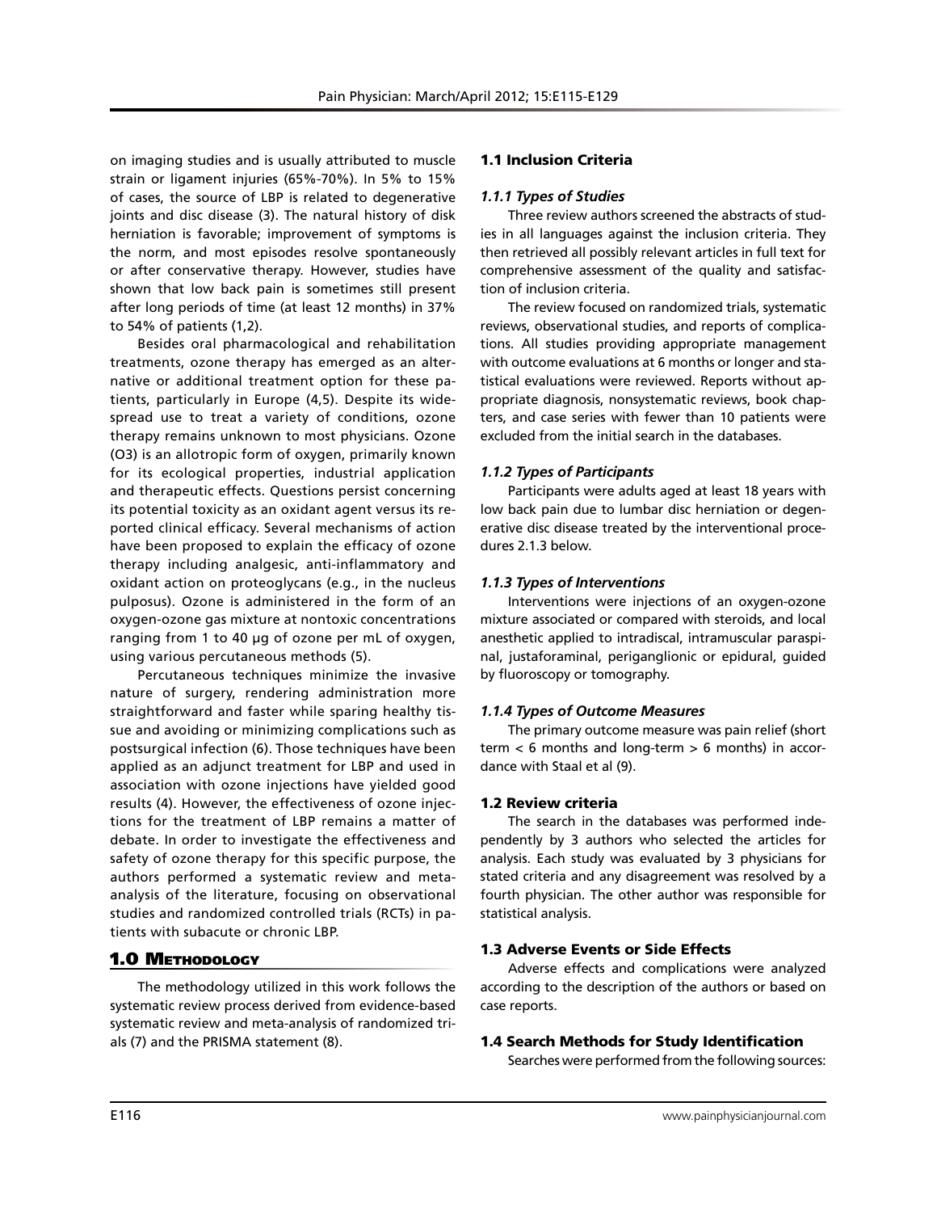on imaging studies and is usually attributed to muscle strain or ligament injuries (65%-70%). In 5% to 15% of cases, the source of LBP is related to degenerative joints and disc disease (3). The natural history of disk herniation is favorable; improvement of symptoms is the norm, and most episodes resolve spontaneously or after conservative therapy. However, studies have shown that low back pain is sometimes still present after long periods of time (at least 12 months) in 37% to 54% of patients (1,2).

Besides oral pharmacological and rehabilitation treatments, ozone therapy has emerged as an alternative or additional treatment option for these patients, particularly in Europe (4,5). Despite its widespread use to treat a variety of conditions, ozone therapy remains unknown to most physicians. Ozone ($O3$) is an allotropic form of oxygen, primarily known for its ecological properties, industrial application and therapeutic effects. Questions persist concerning its potential toxicity as an oxidant agent versus its reported clinical efficacy. Several mechanisms of action have been proposed to explain the efficacy of ozone therapy including analgesic, anti-inflammatory and oxidant action on proteoglycans (e.g., in the nucleus pulposus). Ozone is administered in the form of an oxygen-ozone gas mixture at nontoxic concentrations ranging from 1 to 40 µg of ozone per mL of oxygen, using various percutaneous methods (5).

Percutaneous techniques minimize the invasive nature of surgery, rendering administration more straightforward and faster while sparing healthy tissue and avoiding or minimizing complications such as postsurgical infection (6). Those techniques have been applied as an adjunct treatment for LBP and used in association with ozone injections have yielded good results (4). However, the effectiveness of ozone injections for the treatment of LBP remains a matter of debate. In order to investigate the effectiveness and safety of ozone therapy for this specific purpose, the authors performed a systematic review and meta-analysis of the literature, focusing on observational studies and randomized controlled trials (RCTs) in patients with subacute or chronic LBP.

## 1.0 Methodology

The methodology utilized in this work follows the systematic review process derived from evidence-based systematic review and meta-analysis of randomized trials (7) and the PRISMA statement (8).

### 1.1 Inclusion Criteria

#### *1.1.1 Types of Studies*

Three review authors screened the abstracts of studies in all languages against the inclusion criteria. They then retrieved all possibly relevant articles in full text for comprehensive assessment of the quality and satisfaction of inclusion criteria.

The review focused on randomized trials, systematic reviews, observational studies, and reports of complications. All studies providing appropriate management with outcome evaluations at 6 months or longer and statistical evaluations were reviewed. Reports without appropriate diagnosis, nonsystematic reviews, book chapters, and case series with fewer than 10 patients were excluded from the initial search in the databases.

#### *1.1.2 Types of Participants*

Participants were adults aged at least 18 years with low back pain due to lumbar disc herniation or degenerative disc disease treated by the interventional procedures 2.1.3 below.

#### *1.1.3 Types of Interventions*

Interventions were injections of an oxygen-ozone mixture associated or compared with steroids, and local anesthetic applied to intradiscal, intramuscular paraspinal, justaforaminal, periganglionic or epidural, guided by fluoroscopy or tomography.

#### *1.1.4 Types of Outcome Measures*

The primary outcome measure was pain relief (short term < 6 months and long-term > 6 months) in accordance with Staal et al (9).

### 1.2 Review criteria

The search in the databases was performed independently by 3 authors who selected the articles for analysis. Each study was evaluated by 3 physicians for stated criteria and any disagreement was resolved by a fourth physician. The other author was responsible for statistical analysis.

### 1.3 Adverse Events or Side Effects

Adverse effects and complications were analyzed according to the description of the authors or based on case reports.

### 1.4 Search Methods for Study Identification

Searches were performed from the following sources: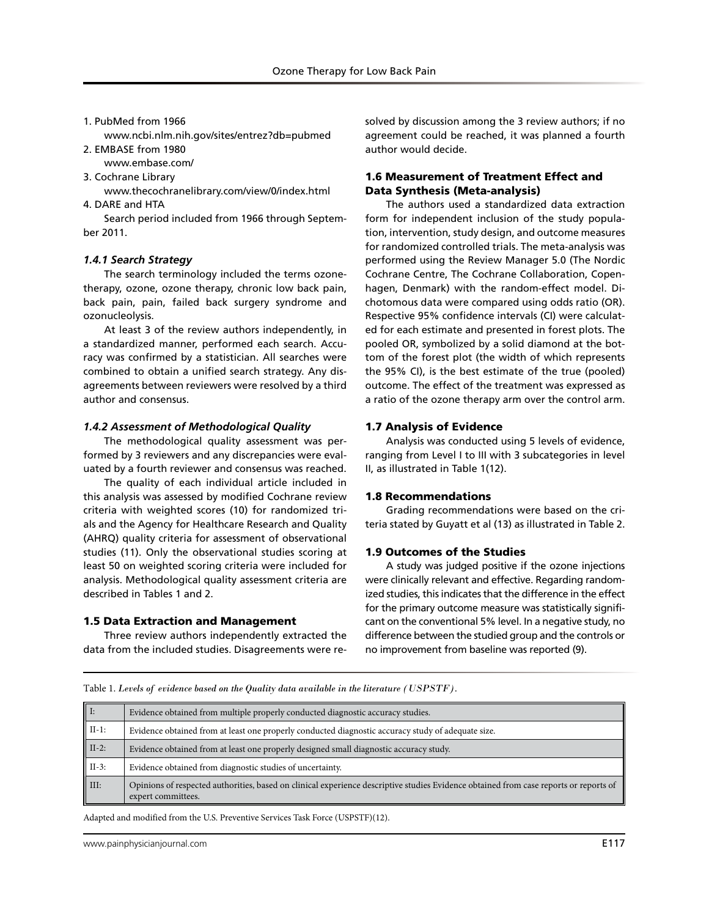1. PubMed from 1966
   www.ncbi.nlm.nih.gov/sites/entrez?db=pubmed
2. EMBASE from 1980
   www.embase.com/
3. Cochrane Library
   www.thecochranelibrary.com/view/0/index.html
4. DARE and HTA

Search period included from 1966 through September 2011.

### *1.4.1 Search Strategy*

The search terminology included the terms ozone-therapy, ozone, ozone therapy, chronic low back pain, back pain, pain, failed back surgery syndrome and ozonucleolysis.

At least 3 of the review authors independently, in a standardized manner, performed each search. Accuracy was confirmed by a statistician. All searches were combined to obtain a unified search strategy. Any disagreements between reviewers were resolved by a third author and consensus.

### *1.4.2 Assessment of Methodological Quality*

The methodological quality assessment was performed by 3 reviewers and any discrepancies were evaluated by a fourth reviewer and consensus was reached.

The quality of each individual article included in this analysis was assessed by modified Cochrane review criteria with weighted scores (10) for randomized trials and the Agency for Healthcare Research and Quality (AHRQ) quality criteria for assessment of observational studies (11). Only the observational studies scoring at least 50 on weighted scoring criteria were included for analysis. Methodological quality assessment criteria are described in Tables 1 and 2.

## 1.5 Data Extraction and Management

Three review authors independently extracted the data from the included studies. Disagreements were resolved by discussion among the 3 review authors; if no agreement could be reached, it was planned a fourth author would decide.

## 1.6 Measurement of Treatment Effect and Data Synthesis (Meta-analysis)

The authors used a standardized data extraction form for independent inclusion of the study population, intervention, study design, and outcome measures for randomized controlled trials. The meta-analysis was performed using the Review Manager 5.0 (The Nordic Cochrane Centre, The Cochrane Collaboration, Copenhagen, Denmark) with the random-effect model. Dichotomous data were compared using odds ratio (OR). Respective 95% confidence intervals (CI) were calculated for each estimate and presented in forest plots. The pooled OR, symbolized by a solid diamond at the bottom of the forest plot (the width of which represents the 95% CI), is the best estimate of the true (pooled) outcome. The effect of the treatment was expressed as a ratio of the ozone therapy arm over the control arm.

## 1.7 Analysis of Evidence

Analysis was conducted using 5 levels of evidence, ranging from Level I to III with 3 subcategories in level II, as illustrated in Table 1(12).

## 1.8 Recommendations

Grading recommendations were based on the criteria stated by Guyatt et al (13) as illustrated in Table 2.

## 1.9 Outcomes of the Studies

A study was judged positive if the ozone injections were clinically relevant and effective. Regarding randomized studies, this indicates that the difference in the effect for the primary outcome measure was statistically significant on the conventional 5% level. In a negative study, no difference between the studied group and the controls or no improvement from baseline was reported (9).

Table 1. *Levels of evidence based on the Quality data available in the literature (USPSTF).*

| Level | Description |
|---|---|
| I: | Evidence obtained from multiple properly conducted diagnostic accuracy studies. |
| II-1: | Evidence obtained from at least one properly conducted diagnostic accuracy study of adequate size. |
| II-2: | Evidence obtained from at least one properly designed small diagnostic accuracy study. |
| II-3: | Evidence obtained from diagnostic studies of uncertainty. |
| III: | Opinions of respected authorities, based on clinical experience descriptive studies Evidence obtained from case reports or reports of expert committees. |

Adapted and modified from the U.S. Preventive Services Task Force (USPSTF)(12).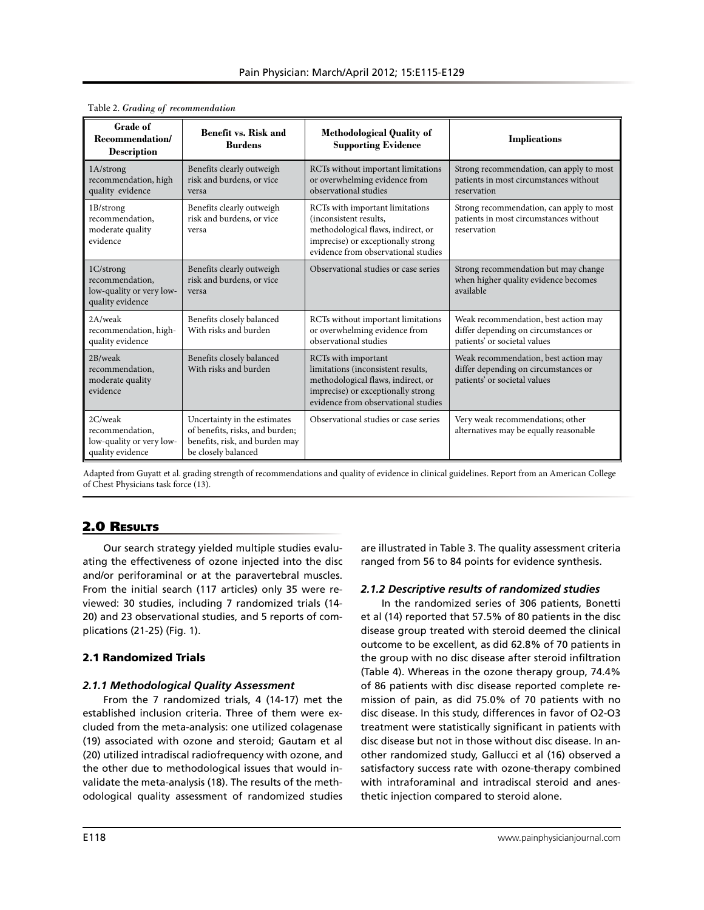Table 2. *Grading of recommendation*

| Grade of Recommendation/ Description | Benefit vs. Risk and Burdens | Methodological Quality of Supporting Evidence | Implications |
|---|---|---|---|
| 1A/strong recommendation, high quality evidence | Benefits clearly outweigh risk and burdens, or vice versa | RCTs without important limitations or overwhelming evidence from observational studies | Strong recommendation, can apply to most patients in most circumstances without reservation |
| 1B/strong recommendation, moderate quality evidence | Benefits clearly outweigh risk and burdens, or vice versa | RCTs with important limitations (inconsistent results, methodological flaws, indirect, or imprecise) or exceptionally strong evidence from observational studies | Strong recommendation, can apply to most patients in most circumstances without reservation |
| 1C/strong recommendation, low-quality or very low-quality evidence | Benefits clearly outweigh risk and burdens, or vice versa | Observational studies or case series | Strong recommendation but may change when higher quality evidence becomes available |
| 2A/weak recommendation, high-quality evidence | Benefits closely balanced With risks and burden | RCTs without important limitations or overwhelming evidence from observational studies | Weak recommendation, best action may differ depending on circumstances or patients' or societal values |
| 2B/weak recommendation, moderate quality evidence | Benefits closely balanced With risks and burden | RCTs with important limitations (inconsistent results, methodological flaws, indirect, or imprecise) or exceptionally strong evidence from observational studies | Weak recommendation, best action may differ depending on circumstances or patients' or societal values |
| 2C/weak recommendation, low-quality or very low-quality evidence | Uncertainty in the estimates of benefits, risks, and burden; benefits, risk, and burden may be closely balanced | Observational studies or case series | Very weak recommendations; other alternatives may be equally reasonable |

Adapted from Guyatt et al. grading strength of recommendations and quality of evidence in clinical guidelines. Report from an American College of Chest Physicians task force (13).

## 2.0 Results

Our search strategy yielded multiple studies evaluating the effectiveness of ozone injected into the disc and/or periforaminal or at the paravertebral muscles. From the initial search (117 articles) only 35 were reviewed: 30 studies, including 7 randomized trials (14-20) and 23 observational studies, and 5 reports of complications (21-25) (Fig. 1).

### 2.1 Randomized Trials

#### *2.1.1 Methodological Quality Assessment*

From the 7 randomized trials, 4 (14-17) met the established inclusion criteria. Three of them were excluded from the meta-analysis: one utilized colagenase (19) associated with ozone and steroid; Gautam et al (20) utilized intradiscal radiofrequency with ozone, and the other due to methodological issues that would invalidate the meta-analysis (18). The results of the methodological quality assessment of randomized studies are illustrated in Table 3. The quality assessment criteria ranged from 56 to 84 points for evidence synthesis.

#### *2.1.2 Descriptive results of randomized studies*

In the randomized series of 306 patients, Bonetti et al (14) reported that 57.5% of 80 patients in the disc disease group treated with steroid deemed the clinical outcome to be excellent, as did 62.8% of 70 patients in the group with no disc disease after steroid infiltration (Table 4). Whereas in the ozone therapy group, 74.4% of 86 patients with disc disease reported complete remission of pain, as did 75.0% of 70 patients with no disc disease. In this study, differences in favor of $O_2$-$O_3$ treatment were statistically significant in patients with disc disease but not in those without disc disease. In another randomized study, Gallucci et al (16) observed a satisfactory success rate with ozone-therapy combined with intraforaminal and intradiscal steroid and anesthetic injection compared to steroid alone.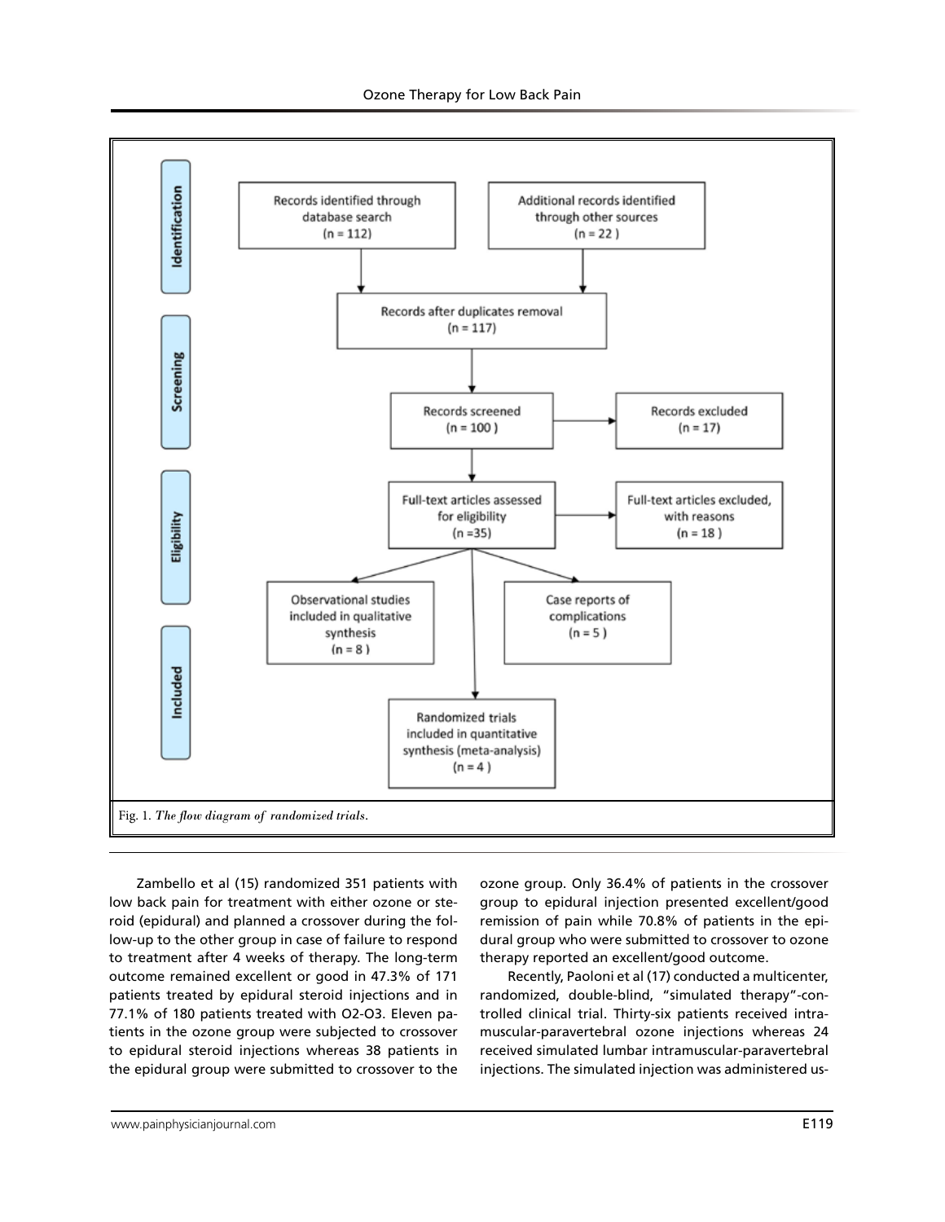Identification

Records identified through database search (n = 112)

Additional records identified through other sources (n = 22 )

Records after duplicates removal (n = 117)

Screening

Records screened (n = 100 )

Records excluded (n = 17)

Eligibility

Full-text articles assessed for eligibility (n =35)

Full-text articles excluded, with reasons (n = 18 )

Included

Observational studies included in qualitative synthesis (n = 8 )

Case reports of complications (n = 5 )

Randomized trials included in quantitative synthesis (meta-analysis) (n = 4 )

Fig. 1. *The flow diagram of randomized trials.*

Zambello et al (15) randomized 351 patients with low back pain for treatment with either ozone or steroid (epidural) and planned a crossover during the follow-up to the other group in case of failure to respond to treatment after 4 weeks of therapy. The long-term outcome remained excellent or good in 47.3% of 171 patients treated by epidural steroid injections and in 77.1% of 180 patients treated with $O_2$-$O_3$. Eleven patients in the ozone group were subjected to crossover to epidural steroid injections whereas 38 patients in the epidural group were submitted to crossover to the ozone group. Only 36.4% of patients in the crossover group to epidural injection presented excellent/good remission of pain while 70.8% of patients in the epidural group who were submitted to crossover to ozone therapy reported an excellent/good outcome.

Recently, Paoloni et al (17) conducted a multicenter, randomized, double-blind, "simulated therapy"-controlled clinical trial. Thirty-six patients received intramuscular-paravertebral ozone injections whereas 24 received simulated lumbar intramuscular-paravertebral injections. The simulated injection was administered us-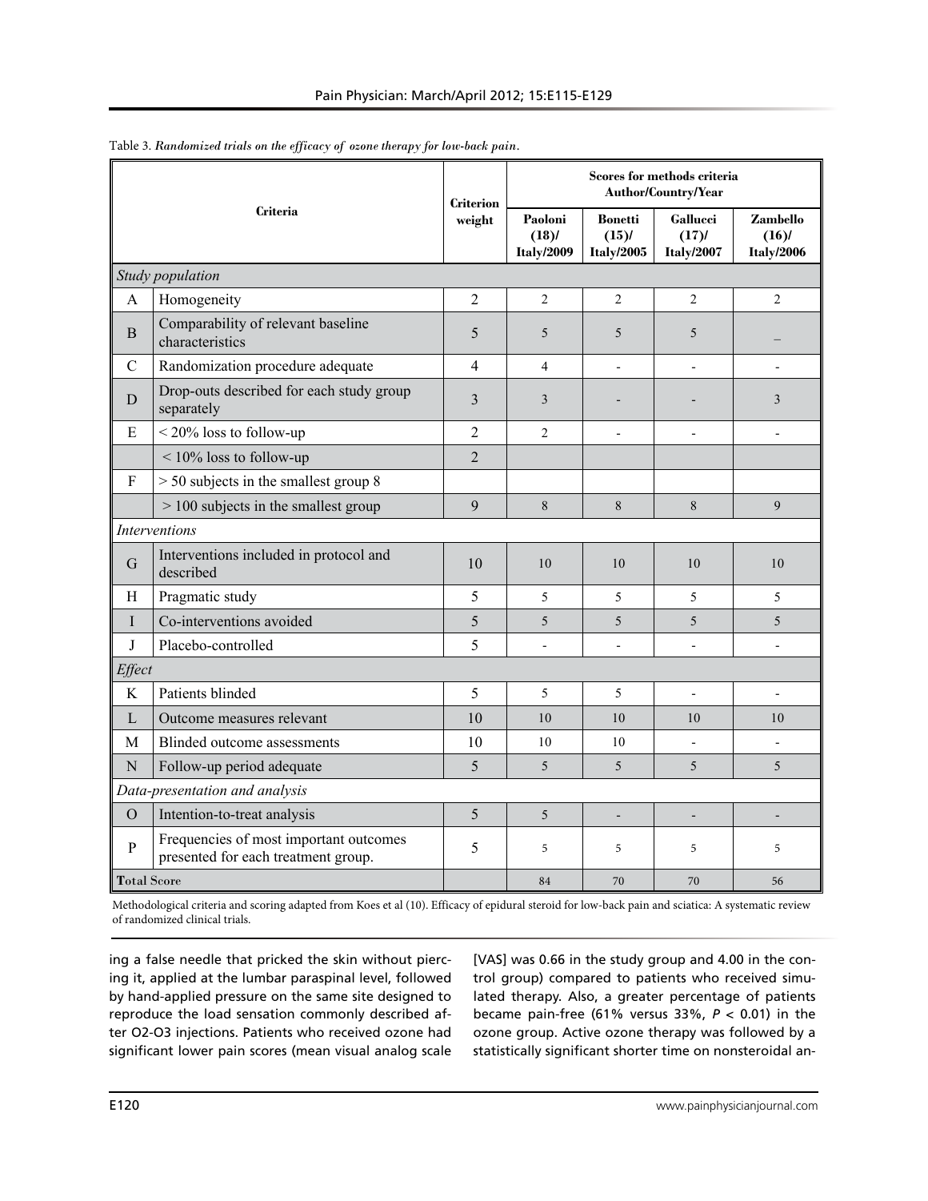Table 3. *Randomized trials on the efficacy of ozone therapy for low-back pain.*

| | Criteria | Criterion weight | Scores for methods criteria Author/Country/Year | | | |
|---|---|---|---|---|---|---|
| | | | Paoloni (18)/ Italy/2009 | Bonetti (15)/ Italy/2005 | Gallucci (17)/ Italy/2007 | Zambello (16)/ Italy/2006 |
| *Study population* | | | | | | |
| A | Homogeneity | 2 | 2 | 2 | 2 | 2 |
| B | Comparability of relevant baseline characteristics | 5 | 5 | 5 | 5 | _ |
| C | Randomization procedure adequate | 4 | 4 | - | - | - |
| D | Drop-outs described for each study group separately | 3 | 3 | - | - | 3 |
| E | < 20% loss to follow-up | 2 | 2 | - | - | - |
| | < 10% loss to follow-up | 2 | | | | |
| F | > 50 subjects in the smallest group 8 | | | | | |
| | > 100 subjects in the smallest group | 9 | 8 | 8 | 8 | 9 |
| *Interventions* | | | | | | |
| G | Interventions included in protocol and described | 10 | 10 | 10 | 10 | 10 |
| H | Pragmatic study | 5 | 5 | 5 | 5 | 5 |
| I | Co-interventions avoided | 5 | 5 | 5 | 5 | 5 |
| J | Placebo-controlled | 5 | - | - | - | - |
| *Effect* | | | | | | |
| K | Patients blinded | 5 | 5 | 5 | - | - |
| L | Outcome measures relevant | 10 | 10 | 10 | 10 | 10 |
| M | Blinded outcome assessments | 10 | 10 | 10 | - | - |
| N | Follow-up period adequate | 5 | 5 | 5 | 5 | 5 |
| *Data-presentation and analysis* | | | | | | |
| O | Intention-to-treat analysis | 5 | 5 | - | - | - |
| P | Frequencies of most important outcomes presented for each treatment group. | 5 | 5 | 5 | 5 | 5 |
| **Total Score** | | | 84 | 70 | 70 | 56 |

Methodological criteria and scoring adapted from Koes et al (10). Efficacy of epidural steroid for low-back pain and sciatica: A systematic review of randomized clinical trials.

ing a false needle that pricked the skin without piercing it, applied at the lumbar paraspinal level, followed by hand-applied pressure on the same site designed to reproduce the load sensation commonly described after O2-O3 injections. Patients who received ozone had significant lower pain scores (mean visual analog scale [VAS] was 0.66 in the study group and 4.00 in the control group) compared to patients who received simulated therapy. Also, a greater percentage of patients became pain-free (61% versus 33%, $P < 0.01$) in the ozone group. Active ozone therapy was followed by a statistically significant shorter time on nonsteroidal an-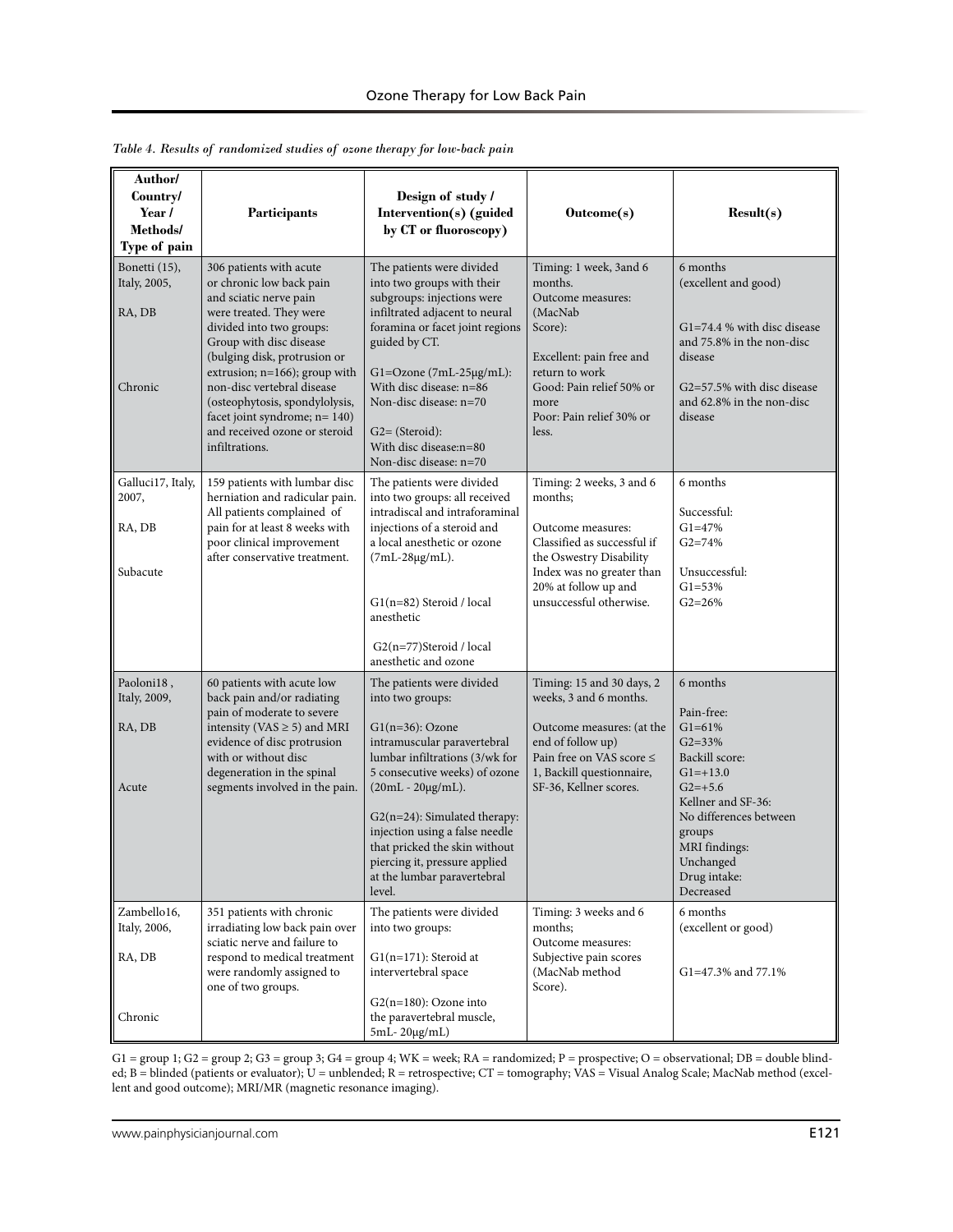*Table 4. Results of randomized studies of ozone therapy for low-back pain*

| Author/ Country/ Year / Methods/ Type of pain | Participants | Design of study / Intervention(s) (guided by CT or fluoroscopy) | Outcome(s) | Result(s) |
|---|---|---|---|---|
| Bonetti (15), Italy, 2005,<br><br>RA, DB<br><br>Chronic | 306 patients with acute or chronic low back pain and sciatic nerve pain were treated. They were divided into two groups: Group with disc disease (bulging disk, protrusion or extrusion; n=166); group with non-disc vertebral disease (osteophytosis, spondylolysis, facet joint syndrome; n= 140) and received ozone or steroid infiltrations. | The patients were divided into two groups with their subgroups: injections were infiltrated adjacent to neural foramina or facet joint regions guided by CT.<br><br>G1=Ozone (7mL-25μg/mL): With disc disease: n=86 Non-disc disease: n=70<br><br>G2= (Steroid): With disc disease:n=80 Non-disc disease: n=70 | Timing: 1 week, 3and 6 months.<br>Outcome measures: (MacNab Score):<br><br>Excellent: pain free and return to work<br>Good: Pain relief 50% or more<br>Poor: Pain relief 30% or less. | 6 months (excellent and good)<br><br>G1=74.4 % with disc disease and 75.8% in the non-disc disease<br><br>G2=57.5% with disc disease and 62.8% in the non-disc disease |
| Galluci17, Italy, 2007,<br><br>RA, DB<br><br>Subacute | 159 patients with lumbar disc herniation and radicular pain. All patients complained of pain for at least 8 weeks with poor clinical improvement after conservative treatment. | The patients were divided into two groups: all received intradiscal and intraforaminal injections of a steroid and a local anesthetic or ozone (7mL-28μg/mL).<br><br>G1(n=82) Steroid / local anesthetic<br><br>G2(n=77)Steroid / local anesthetic and ozone | Timing: 2 weeks, 3 and 6 months;<br><br>Outcome measures: Classified as successful if the Oswestry Disability Index was no greater than 20% at follow up and unsuccessful otherwise. | 6 months<br><br>Successful:<br>G1=47%<br>G2=74%<br><br>Unsuccessful:<br>G1=53%<br>G2=26% |
| Paoloni18 , Italy, 2009,<br><br>RA, DB<br><br>Acute | 60 patients with acute low back pain and/or radiating pain of moderate to severe intensity (VAS ≥ 5) and MRI evidence of disc protrusion with or without disc degeneration in the spinal segments involved in the pain. | The patients were divided into two groups:<br><br>G1(n=36): Ozone intramuscular paravertebral lumbar infiltrations (3/wk for 5 consecutive weeks) of ozone (20mL - 20μg/mL).<br><br>G2(n=24): Simulated therapy: injection using a false needle that pricked the skin without piercing it, pressure applied at the lumbar paravertebral level. | Timing: 15 and 30 days, 2 weeks, 3 and 6 months.<br><br>Outcome measures: (at the end of follow up) Pain free on VAS score ≤ 1, Backill questionnaire, SF-36, Kellner scores. | 6 months<br><br>Pain-free:<br>G1=61%<br>G2=33%<br>Backill score:<br>G1=+13.0<br>G2=+5.6<br>Kellner and SF-36: No differences between groups<br>MRI findings: Unchanged<br>Drug intake: Decreased |
| Zambello16, Italy, 2006,<br><br>RA, DB<br><br>Chronic | 351 patients with chronic irradiating low back pain over sciatic nerve and failure to respond to medical treatment were randomly assigned to one of two groups. | The patients were divided into two groups:<br><br>G1(n=171): Steroid at intervertebral space<br><br>G2(n=180): Ozone into the paravertebral muscle, 5mL- 20μg/mL) | Timing: 3 weeks and 6 months;<br>Outcome measures: Subjective pain scores (MacNab method Score). | 6 months (excellent or good)<br><br>G1=47.3% and 77.1% |

G1 = group 1; G2 = group 2; G3 = group 3; G4 = group 4; WK = week; RA = randomized; P = prospective; O = observational; DB = double blinded; B = blinded (patients or evaluator); U = unblended; R = retrospective; CT = tomography; VAS = Visual Analog Scale; MacNab method (excellent and good outcome); MRI/MR (magnetic resonance imaging).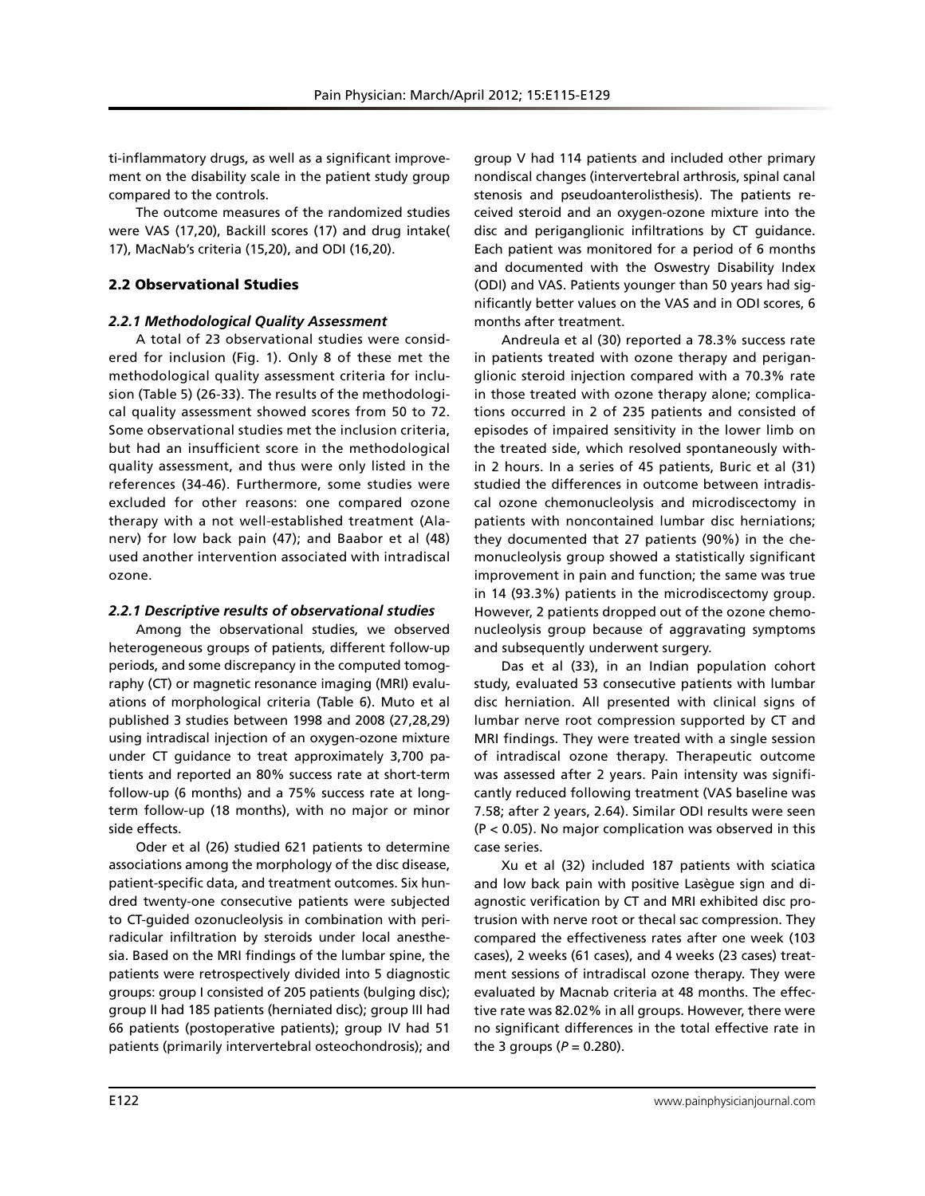ti-inflammatory drugs, as well as a significant improvement on the disability scale in the patient study group compared to the controls.

The outcome measures of the randomized studies were VAS (17,20), Backill scores (17) and drug intake( 17), MacNab's criteria (15,20), and ODI (16,20).

## 2.2 Observational Studies

### *2.2.1 Methodological Quality Assessment*

A total of 23 observational studies were considered for inclusion (Fig. 1). Only 8 of these met the methodological quality assessment criteria for inclusion (Table 5) (26-33). The results of the methodological quality assessment showed scores from 50 to 72. Some observational studies met the inclusion criteria, but had an insufficient score in the methodological quality assessment, and thus were only listed in the references (34-46). Furthermore, some studies were excluded for other reasons: one compared ozone therapy with a not well-established treatment (Alanerv) for low back pain (47); and Baabor et al (48) used another intervention associated with intradiscal ozone.

### *2.2.1 Descriptive results of observational studies*

Among the observational studies, we observed heterogeneous groups of patients, different follow-up periods, and some discrepancy in the computed tomography (CT) or magnetic resonance imaging (MRI) evaluations of morphological criteria (Table 6). Muto et al published 3 studies between 1998 and 2008 (27,28,29) using intradiscal injection of an oxygen-ozone mixture under CT guidance to treat approximately 3,700 patients and reported an 80% success rate at short-term follow-up (6 months) and a 75% success rate at long-term follow-up (18 months), with no major or minor side effects.

Oder et al (26) studied 621 patients to determine associations among the morphology of the disc disease, patient-specific data, and treatment outcomes. Six hundred twenty-one consecutive patients were subjected to CT-guided ozonucleolysis in combination with periradicular infiltration by steroids under local anesthesia. Based on the MRI findings of the lumbar spine, the patients were retrospectively divided into 5 diagnostic groups: group I consisted of 205 patients (bulging disc); group II had 185 patients (herniated disc); group III had 66 patients (postoperative patients); group IV had 51 patients (primarily intervertebral osteochondrosis); and group V had 114 patients and included other primary nondiscal changes (intervertebral arthrosis, spinal canal stenosis and pseudoanterolisthesis). The patients received steroid and an oxygen-ozone mixture into the disc and periganglionic infiltrations by CT guidance. Each patient was monitored for a period of 6 months and documented with the Oswestry Disability Index (ODI) and VAS. Patients younger than 50 years had significantly better values on the VAS and in ODI scores, 6 months after treatment.

Andreula et al (30) reported a 78.3% success rate in patients treated with ozone therapy and periganglionic steroid injection compared with a 70.3% rate in those treated with ozone therapy alone; complications occurred in 2 of 235 patients and consisted of episodes of impaired sensitivity in the lower limb on the treated side, which resolved spontaneously within 2 hours. In a series of 45 patients, Buric et al (31) studied the differences in outcome between intradiscal ozone chemonucleolysis and microdiscectomy in patients with noncontained lumbar disc herniations; they documented that 27 patients (90%) in the chemonucleolysis group showed a statistically significant improvement in pain and function; the same was true in 14 (93.3%) patients in the microdiscectomy group. However, 2 patients dropped out of the ozone chemonucleolysis group because of aggravating symptoms and subsequently underwent surgery.

Das et al (33), in an Indian population cohort study, evaluated 53 consecutive patients with lumbar disc herniation. All presented with clinical signs of lumbar nerve root compression supported by CT and MRI findings. They were treated with a single session of intradiscal ozone therapy. Therapeutic outcome was assessed after 2 years. Pain intensity was significantly reduced following treatment (VAS baseline was 7.58; after 2 years, 2.64). Similar ODI results were seen ($P < 0.05$). No major complication was observed in this case series.

Xu et al (32) included 187 patients with sciatica and low back pain with positive Lasègue sign and diagnostic verification by CT and MRI exhibited disc protrusion with nerve root or thecal sac compression. They compared the effectiveness rates after one week (103 cases), 2 weeks (61 cases), and 4 weeks (23 cases) treatment sessions of intradiscal ozone therapy. They were evaluated by Macnab criteria at 48 months. The effective rate was 82.02% in all groups. However, there were no significant differences in the total effective rate in the 3 groups ($P = 0.280$).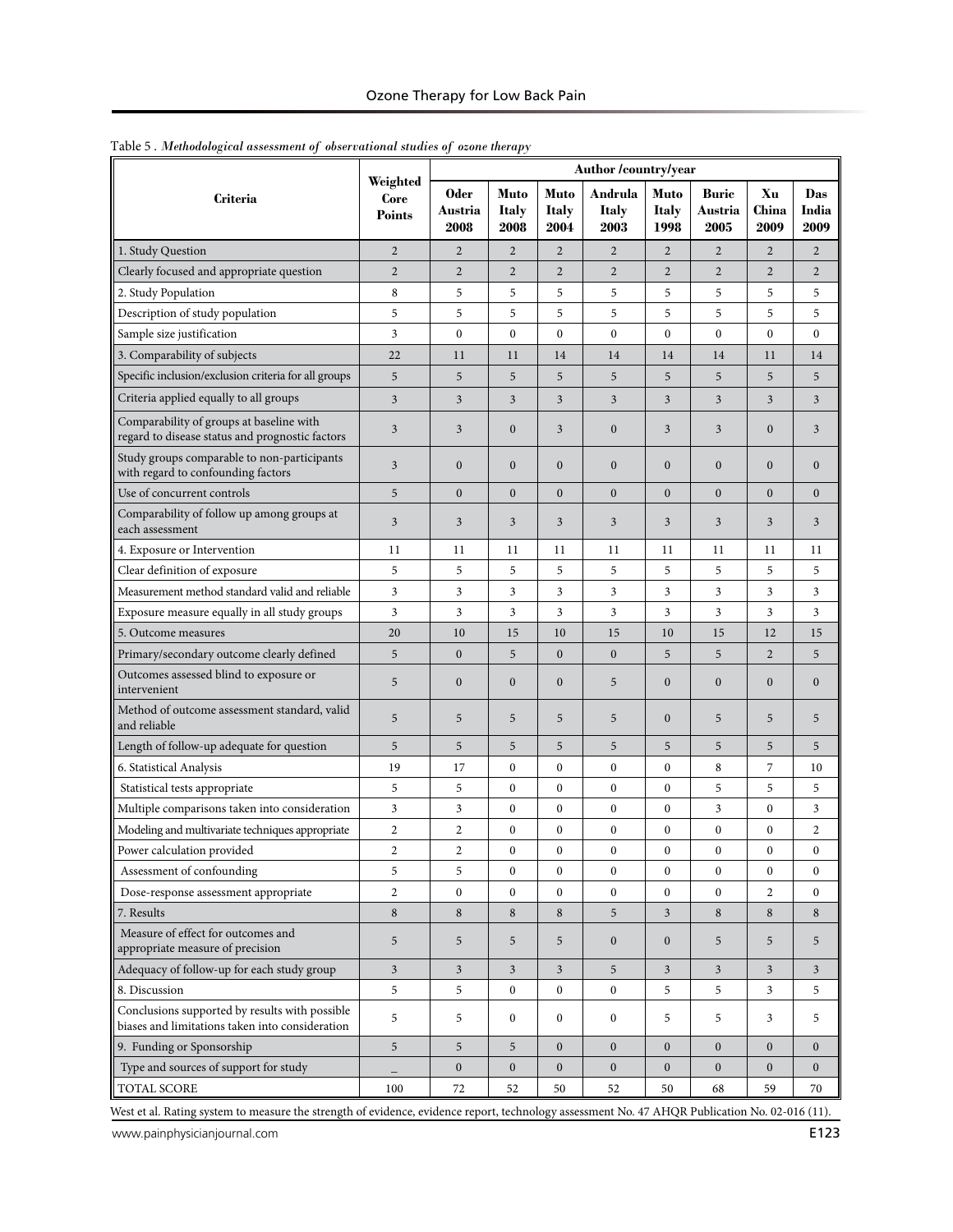Table 5 . *Methodological assessment of observational studies of ozone therapy*

| Criteria | Weighted Core Points | Author /country/year | | | | | | | |
|---|---|---|---|---|---|---|---|---|---|
| | | Oder Austria 2008 | Muto Italy 2008 | Muto Italy 2004 | Andrula Italy 2003 | Muto Italy 1998 | Buric Austria 2005 | Xu China 2009 | Das India 2009 |
| 1. Study Question | 2 | 2 | 2 | 2 | 2 | 2 | 2 | 2 | 2 |
| Clearly focused and appropriate question | 2 | 2 | 2 | 2 | 2 | 2 | 2 | 2 | 2 |
| 2. Study Population | 8 | 5 | 5 | 5 | 5 | 5 | 5 | 5 | 5 |
| Description of study population | 5 | 5 | 5 | 5 | 5 | 5 | 5 | 5 | 5 |
| Sample size justification | 3 | 0 | 0 | 0 | 0 | 0 | 0 | 0 | 0 |
| 3. Comparability of subjects | 22 | 11 | 11 | 14 | 14 | 14 | 14 | 11 | 14 |
| Specific inclusion/exclusion criteria for all groups | 5 | 5 | 5 | 5 | 5 | 5 | 5 | 5 | 5 |
| Criteria applied equally to all groups | 3 | 3 | 3 | 3 | 3 | 3 | 3 | 3 | 3 |
| Comparability of groups at baseline with regard to disease status and prognostic factors | 3 | 3 | 0 | 3 | 0 | 3 | 3 | 0 | 3 |
| Study groups comparable to non-participants with regard to confounding factors | 3 | 0 | 0 | 0 | 0 | 0 | 0 | 0 | 0 |
| Use of concurrent controls | 5 | 0 | 0 | 0 | 0 | 0 | 0 | 0 | 0 |
| Comparability of follow up among groups at each assessment | 3 | 3 | 3 | 3 | 3 | 3 | 3 | 3 | 3 |
| 4. Exposure or Intervention | 11 | 11 | 11 | 11 | 11 | 11 | 11 | 11 | 11 |
| Clear definition of exposure | 5 | 5 | 5 | 5 | 5 | 5 | 5 | 5 | 5 |
| Measurement method standard valid and reliable | 3 | 3 | 3 | 3 | 3 | 3 | 3 | 3 | 3 |
| Exposure measure equally in all study groups | 3 | 3 | 3 | 3 | 3 | 3 | 3 | 3 | 3 |
| 5. Outcome measures | 20 | 10 | 15 | 10 | 15 | 10 | 15 | 12 | 15 |
| Primary/secondary outcome clearly defined | 5 | 0 | 5 | 0 | 0 | 5 | 5 | 2 | 5 |
| Outcomes assessed blind to exposure or intervenient | 5 | 0 | 0 | 0 | 5 | 0 | 0 | 0 | 0 |
| Method of outcome assessment standard, valid and reliable | 5 | 5 | 5 | 5 | 5 | 0 | 5 | 5 | 5 |
| Length of follow-up adequate for question | 5 | 5 | 5 | 5 | 5 | 5 | 5 | 5 | 5 |
| 6. Statistical Analysis | 19 | 17 | 0 | 0 | 0 | 0 | 8 | 7 | 10 |
| Statistical tests appropriate | 5 | 5 | 0 | 0 | 0 | 0 | 5 | 5 | 5 |
| Multiple comparisons taken into consideration | 3 | 3 | 0 | 0 | 0 | 0 | 3 | 0 | 3 |
| Modeling and multivariate techniques appropriate | 2 | 2 | 0 | 0 | 0 | 0 | 0 | 0 | 2 |
| Power calculation provided | 2 | 2 | 0 | 0 | 0 | 0 | 0 | 0 | 0 |
| Assessment of confounding | 5 | 5 | 0 | 0 | 0 | 0 | 0 | 0 | 0 |
| Dose-response assessment appropriate | 2 | 0 | 0 | 0 | 0 | 0 | 0 | 2 | 0 |
| 7. Results | 8 | 8 | 8 | 8 | 5 | 3 | 8 | 8 | 8 |
| Measure of effect for outcomes and appropriate measure of precision | 5 | 5 | 5 | 5 | 0 | 0 | 5 | 5 | 5 |
| Adequacy of follow-up for each study group | 3 | 3 | 3 | 3 | 5 | 3 | 3 | 3 | 3 |
| 8. Discussion | 5 | 5 | 0 | 0 | 0 | 5 | 5 | 3 | 5 |
| Conclusions supported by results with possible biases and limitations taken into consideration | 5 | 5 | 0 | 0 | 0 | 5 | 5 | 3 | 5 |
| 9. Funding or Sponsorship | 5 | 5 | 5 | 0 | 0 | 0 | 0 | 0 | 0 |
| Type and sources of support for study | _ | 0 | 0 | 0 | 0 | 0 | 0 | 0 | 0 |
| TOTAL SCORE | 100 | 72 | 52 | 50 | 52 | 50 | 68 | 59 | 70 |

West et al. Rating system to measure the strength of evidence, evidence report, technology assessment No. 47 AHQR Publication No. 02-016 (11).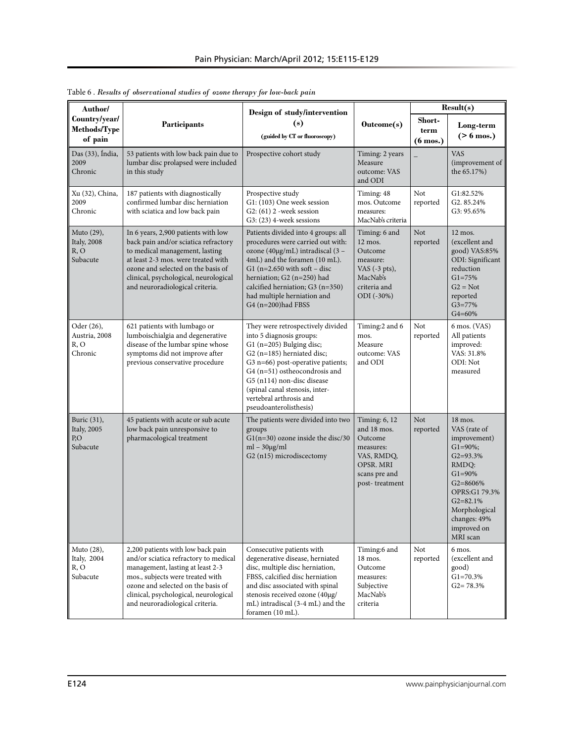Table 6 . *Results of observational studies of ozone therapy for low-back pain*

| Author/ Country/year/ Methods/Type of pain | Participants | Design of study/intervention (s) (guided by CT or fluoroscopy) | Outcome(s) | Result(s) | |
|---|---|---|---|---|---|
| | | | | Short-term (6 mos.) | Long-term (> 6 mos.) |
| Das (33), Índia, 2009 Chronic | 53 patients with low back pain due to lumbar disc prolapsed were included in this study | Prospective cohort study | Timing: 2 years Measure outcome: VAS and ODI | _ | VAS (improvement of the 65.17%) |
| Xu (32), China, 2009 Chronic | 187 patients with diagnostically confirmed lumbar disc herniation with sciatica and low back pain | Prospective study G1: (103) One week session G2: (61) 2 -week session G3: (23) 4-week sessions | Timing: 48 mos. Outcome measures: MacNab's criteria | Not reported | G1:82.52% G2. 85.24% G3: 95.65% |
| Muto (29), Italy, 2008 R, O Subacute | In 6 years, 2,900 patients with low back pain and/or sciatica refractory to medical management, lasting at least 2-3 mos. were treated with ozone and selected on the basis of clinical, psychological, neurological and neuroradiological criteria. | Patients divided into 4 groups: all procedures were carried out with: ozone (40µg/mL) intradiscal (3 – 4mL) and the foramen (10 mL). G1 (n=2.650 with soft – disc herniation; G2 (n=250) had calcified herniation; G3 (n=350) had multiple herniation and G4 (n=200)had FBSS | Timing: 6 and 12 mos. Outcome measure: VAS (-3 pts), MacNab's criteria and ODI (-30%) | Not reported | 12 mos. (excellent and good) VAS:85% ODI: Significant reduction G1=75% G2 = Not reported G3=77% G4=60% |
| Oder (26), Austria, 2008 R, O Chronic | 621 patients with lumbago or lumboischialgia and degenerative disease of the lumbar spine whose symptoms did not improve after previous conservative procedure | They were retrospectively divided into 5 diagnosis groups: G1 (n=205) Bulging disc; G2 (n=185) herniated disc; G3 n=66) post-operative patients; G4 (n=51) ostheocondrosis and G5 (n114) non-disc disease (spinal canal stenosis, inter-vertebral arthrosis and pseudoanterolisthesis) | Timing:2 and 6 mos. Measure outcome: VAS and ODI | Not reported | 6 mos. (VAS) All patients improved: VAS: 31.8% ODI: Not measured |
| Buric (31), Italy, 2005 P,O Subacute | 45 patients with acute or sub acute low back pain unresponsive to pharmacological treatment | The patients were divided into two groups G1(n=30) ozone inside the disc/30 ml – 30µg/ml G2 (n15) microdiscectomy | Timing: 6, 12 and 18 mos. Outcome measures: VAS, RMDQ, OPSR. MRI scans pre and post- treatment | Not reported | 18 mos. VAS (rate of improvement) G1=90%; G2=93.3% RMDQ: G1=90% G2=8606% OPRS:G1 79.3% G2=82.1% Morphological changes: 49% improved on MRI scan |
| Muto (28), Italy, 2004 R, O Subacute | 2,200 patients with low back pain and/or sciatica refractory to medical management, lasting at least 2-3 mos., subjects were treated with ozone and selected on the basis of clinical, psychological, neurological and neuroradiological criteria. | Consecutive patients with degenerative disease, herniated disc, multiple disc herniation, FBSS, calcified disc herniation and disc associated with spinal stenosis received ozone (40µg/mL) intradiscal (3-4 mL) and the foramen (10 mL). | Timing:6 and 18 mos. Outcome measures: Subjective MacNab's criteria | Not reported | 6 mos. (excellent and good) G1=70.3% G2= 78.3% |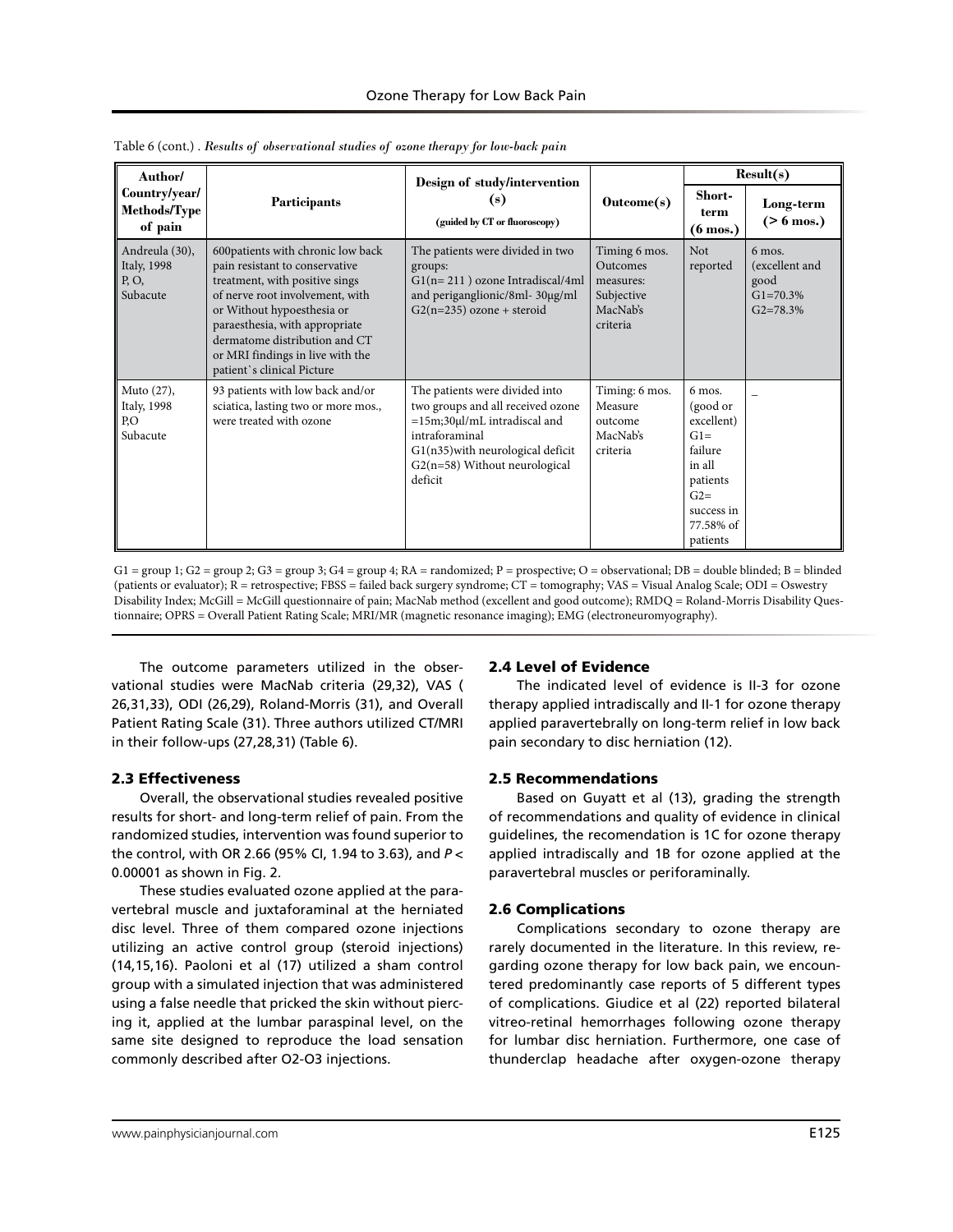Table 6 (cont.) . *Results of observational studies of ozone therapy for low-back pain*

| Author/ Country/year/ Methods/Type of pain | Participants | Design of study/intervention (s) (guided by CT or fluoroscopy) | Outcome(s) | Result(s) | |
|---|---|---|---|---|---|
| | | | | Short-term (6 mos.) | Long-term (> 6 mos.) |
| Andreula (30), Italy, 1998 P, O, Subacute | 600patients with chronic low back pain resistant to conservative treatment, with positive sings of nerve root involvement, with or Without hypoesthesia or paraesthesia, with appropriate dermatome distribution and CT or MRI findings in live with the patient`s clinical Picture | The patients were divided in two groups: G1(n= 211 ) ozone Intradiscal/4ml and periganglionic/8ml- 30μg/ml G2(n=235) ozone + steroid | Timing 6 mos. Outcomes measures: Subjective MacNab's criteria | Not reported | 6 mos. (excellent and good G1=70.3% G2=78.3% |
| Muto (27), Italy, 1998 P,O Subacute | 93 patients with low back and/or sciatica, lasting two or more mos., were treated with ozone | The patients were divided into two groups and all received ozone =15m;30μl/mL intradiscal and intraforaminal G1(n35)with neurological deficit G2(n=58) Without neurological deficit | Timing: 6 mos. Measure outcome MacNab's criteria | 6 mos. (good or excellent) G1= failure in all patients G2= success in 77.58% of patients | – |

G1 = group 1; G2 = group 2; G3 = group 3; G4 = group 4; RA = randomized; P = prospective; O = observational; DB = double blinded; B = blinded (patients or evaluator); R = retrospective; FBSS = failed back surgery syndrome; CT = tomography; VAS = Visual Analog Scale; ODI = Oswestry Disability Index; McGill = McGill questionnaire of pain; MacNab method (excellent and good outcome); RMDQ = Roland-Morris Disability Questionnaire; OPRS = Overall Patient Rating Scale; MRI/MR (magnetic resonance imaging); EMG (electroneuromyography).

The outcome parameters utilized in the observational studies were MacNab criteria (29,32), VAS ( 26,31,33), ODI (26,29), Roland-Morris (31), and Overall Patient Rating Scale (31). Three authors utilized CT/MRI in their follow-ups (27,28,31) (Table 6).

### 2.3 Effectiveness

Overall, the observational studies revealed positive results for short- and long-term relief of pain. From the randomized studies, intervention was found superior to the control, with OR 2.66 (95% CI, 1.94 to 3.63), and $P < 0.00001$ as shown in Fig. 2.

These studies evaluated ozone applied at the paravertebral muscle and juxtaforaminal at the herniated disc level. Three of them compared ozone injections utilizing an active control group (steroid injections) (14,15,16). Paoloni et al (17) utilized a sham control group with a simulated injection that was administered using a false needle that pricked the skin without piercing it, applied at the lumbar paraspinal level, on the same site designed to reproduce the load sensation commonly described after O2-O3 injections.

### 2.4 Level of Evidence

The indicated level of evidence is II-3 for ozone therapy applied intradiscally and II-1 for ozone therapy applied paravertebrally on long-term relief in low back pain secondary to disc herniation (12).

### 2.5 Recommendations

Based on Guyatt et al (13), grading the strength of recommendations and quality of evidence in clinical guidelines, the recomendation is 1C for ozone therapy applied intradiscally and 1B for ozone applied at the paravertebral muscles or periforaminally.

### 2.6 Complications

Complications secondary to ozone therapy are rarely documented in the literature. In this review, regarding ozone therapy for low back pain, we encountered predominantly case reports of 5 different types of complications. Giudice et al (22) reported bilateral vitreo-retinal hemorrhages following ozone therapy for lumbar disc herniation. Furthermore, one case of thunderclap headache after oxygen-ozone therapy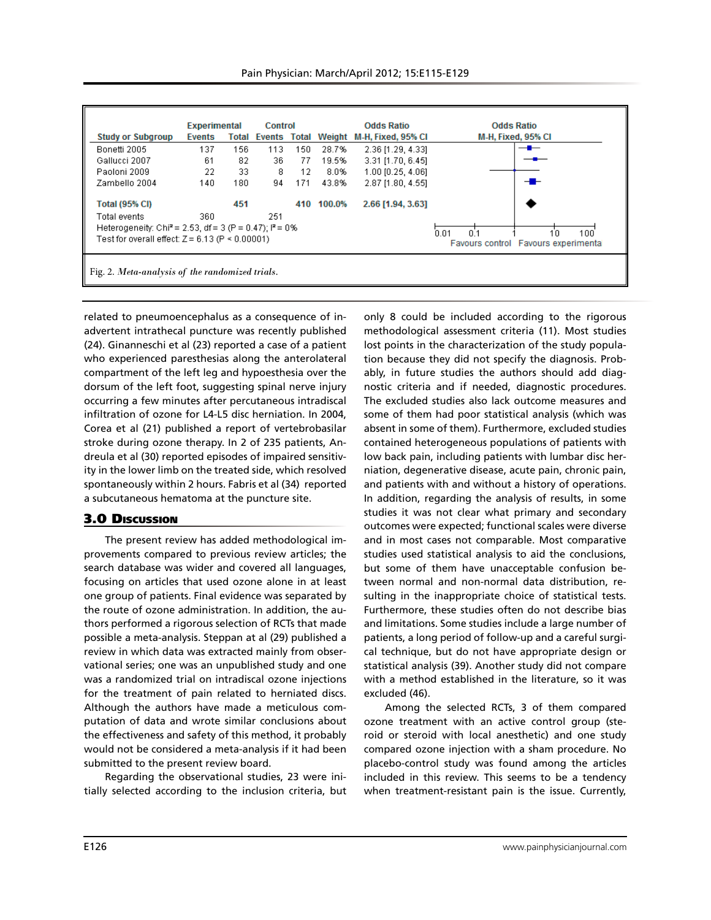| Study or Subgroup | Experimental Events | Experimental Total | Control Events | Control Total | Weight | Odds Ratio M-H, Fixed, 95% CI |
|---|---|---|---|---|---|---|
| Bonetti 2005 | 137 | 156 | 113 | 150 | 28.7% | 2.36 [1.29, 4.33] |
| Gallucci 2007 | 61 | 82 | 36 | 77 | 19.5% | 3.31 [1.70, 6.45] |
| Paoloni 2009 | 22 | 33 | 8 | 12 | 8.0% | 1.00 [0.25, 4.06] |
| Zambello 2004 | 140 | 180 | 94 | 171 | 43.8% | 2.87 [1.80, 4.55] |
| **Total (95% CI)** | | **451** | | **410** | **100.0%** | **2.66 [1.94, 3.63]** |
| Total events | 360 | | 251 | | | |

Heterogeneity: $Chi^2 = 2.53$, $df = 3$ ($P = 0.47$); $I^2 = 0\%$

Test for overall effect: $Z = 6.13$ ($P < 0.00001$)

Odds Ratio M-H, Fixed, 95% CI — axis: 0.01, 0.1, 1, 10, 100 — Favours control / Favours experimenta

Fig. 2. *Meta-analysis of the randomized trials.*

related to pneumoencephalus as a consequence of inadvertent intrathecal puncture was recently published (24). Ginanneschi et al (23) reported a case of a patient who experienced paresthesias along the anterolateral compartment of the left leg and hypoesthesia over the dorsum of the left foot, suggesting spinal nerve injury occurring a few minutes after percutaneous intradiscal infiltration of ozone for L4-L5 disc herniation. In 2004, Corea et al (21) published a report of vertebrobasilar stroke during ozone therapy. In 2 of 235 patients, Andreula et al (30) reported episodes of impaired sensitivity in the lower limb on the treated side, which resolved spontaneously within 2 hours. Fabris et al (34) reported a subcutaneous hematoma at the puncture site.

## 3.0 Discussion

The present review has added methodological improvements compared to previous review articles; the search database was wider and covered all languages, focusing on articles that used ozone alone in at least one group of patients. Final evidence was separated by the route of ozone administration. In addition, the authors performed a rigorous selection of RCTs that made possible a meta-analysis. Steppan at al (29) published a review in which data was extracted mainly from observational series; one was an unpublished study and one was a randomized trial on intradiscal ozone injections for the treatment of pain related to herniated discs. Although the authors have made a meticulous computation of data and wrote similar conclusions about the effectiveness and safety of this method, it probably would not be considered a meta-analysis if it had been submitted to the present review board.

Regarding the observational studies, 23 were initially selected according to the inclusion criteria, but only 8 could be included according to the rigorous methodological assessment criteria (11). Most studies lost points in the characterization of the study population because they did not specify the diagnosis. Probably, in future studies the authors should add diagnostic criteria and if needed, diagnostic procedures. The excluded studies also lack outcome measures and some of them had poor statistical analysis (which was absent in some of them). Furthermore, excluded studies contained heterogeneous populations of patients with low back pain, including patients with lumbar disc herniation, degenerative disease, acute pain, chronic pain, and patients with and without a history of operations. In addition, regarding the analysis of results, in some studies it was not clear what primary and secondary outcomes were expected; functional scales were diverse and in most cases not comparable. Most comparative studies used statistical analysis to aid the conclusions, but some of them have unacceptable confusion between normal and non-normal data distribution, resulting in the inappropriate choice of statistical tests. Furthermore, these studies often do not describe bias and limitations. Some studies include a large number of patients, a long period of follow-up and a careful surgical technique, but do not have appropriate design or statistical analysis (39). Another study did not compare with a method established in the literature, so it was excluded (46).

Among the selected RCTs, 3 of them compared ozone treatment with an active control group (steroid or steroid with local anesthetic) and one study compared ozone injection with a sham procedure. No placebo-control study was found among the articles included in this review. This seems to be a tendency when treatment-resistant pain is the issue. Currently,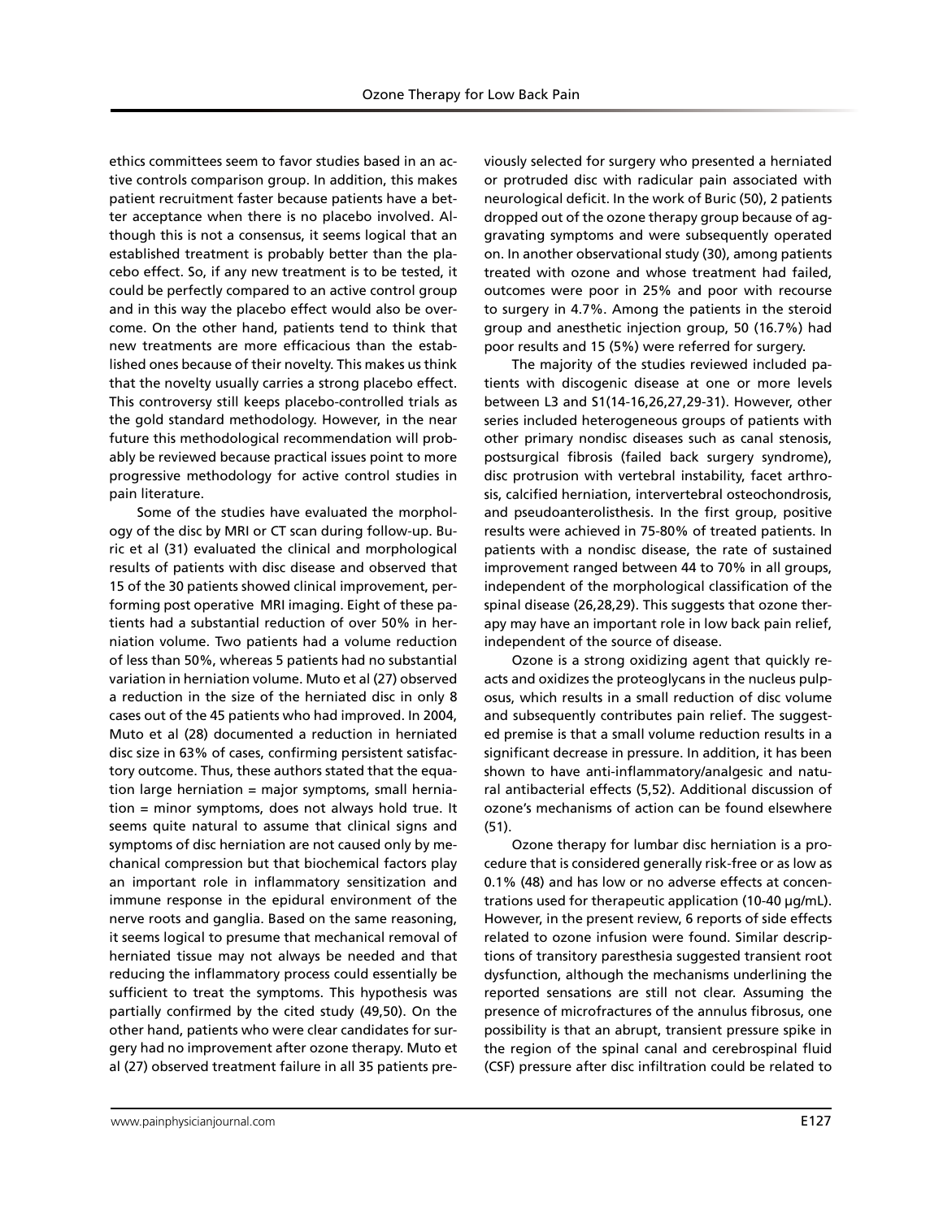ethics committees seem to favor studies based in an active controls comparison group. In addition, this makes patient recruitment faster because patients have a better acceptance when there is no placebo involved. Although this is not a consensus, it seems logical that an established treatment is probably better than the placebo effect. So, if any new treatment is to be tested, it could be perfectly compared to an active control group and in this way the placebo effect would also be overcome. On the other hand, patients tend to think that new treatments are more efficacious than the established ones because of their novelty. This makes us think that the novelty usually carries a strong placebo effect. This controversy still keeps placebo-controlled trials as the gold standard methodology. However, in the near future this methodological recommendation will probably be reviewed because practical issues point to more progressive methodology for active control studies in pain literature.

Some of the studies have evaluated the morphology of the disc by MRI or CT scan during follow-up. Buric et al (31) evaluated the clinical and morphological results of patients with disc disease and observed that 15 of the 30 patients showed clinical improvement, performing post operative MRI imaging. Eight of these patients had a substantial reduction of over 50% in herniation volume. Two patients had a volume reduction of less than 50%, whereas 5 patients had no substantial variation in herniation volume. Muto et al (27) observed a reduction in the size of the herniated disc in only 8 cases out of the 45 patients who had improved. In 2004, Muto et al (28) documented a reduction in herniated disc size in 63% of cases, confirming persistent satisfactory outcome. Thus, these authors stated that the equation large herniation = major symptoms, small herniation = minor symptoms, does not always hold true. It seems quite natural to assume that clinical signs and symptoms of disc herniation are not caused only by mechanical compression but that biochemical factors play an important role in inflammatory sensitization and immune response in the epidural environment of the nerve roots and ganglia. Based on the same reasoning, it seems logical to presume that mechanical removal of herniated tissue may not always be needed and that reducing the inflammatory process could essentially be sufficient to treat the symptoms. This hypothesis was partially confirmed by the cited study (49,50). On the other hand, patients who were clear candidates for surgery had no improvement after ozone therapy. Muto et al (27) observed treatment failure in all 35 patients previously selected for surgery who presented a herniated or protruded disc with radicular pain associated with neurological deficit. In the work of Buric (50), 2 patients dropped out of the ozone therapy group because of aggravating symptoms and were subsequently operated on. In another observational study (30), among patients treated with ozone and whose treatment had failed, outcomes were poor in 25% and poor with recourse to surgery in 4.7%. Among the patients in the steroid group and anesthetic injection group, 50 (16.7%) had poor results and 15 (5%) were referred for surgery.

The majority of the studies reviewed included patients with discogenic disease at one or more levels between L3 and S1(14-16,26,27,29-31). However, other series included heterogeneous groups of patients with other primary nondisc diseases such as canal stenosis, postsurgical fibrosis (failed back surgery syndrome), disc protrusion with vertebral instability, facet arthrosis, calcified herniation, intervertebral osteochondrosis, and pseudoanterolisthesis. In the first group, positive results were achieved in 75-80% of treated patients. In patients with a nondisc disease, the rate of sustained improvement ranged between 44 to 70% in all groups, independent of the morphological classification of the spinal disease (26,28,29). This suggests that ozone therapy may have an important role in low back pain relief, independent of the source of disease.

Ozone is a strong oxidizing agent that quickly reacts and oxidizes the proteoglycans in the nucleus pulposus, which results in a small reduction of disc volume and subsequently contributes pain relief. The suggested premise is that a small volume reduction results in a significant decrease in pressure. In addition, it has been shown to have anti-inflammatory/analgesic and natural antibacterial effects (5,52). Additional discussion of ozone's mechanisms of action can be found elsewhere (51).

Ozone therapy for lumbar disc herniation is a procedure that is considered generally risk-free or as low as 0.1% (48) and has low or no adverse effects at concentrations used for therapeutic application (10-40 μg/mL). However, in the present review, 6 reports of side effects related to ozone infusion were found. Similar descriptions of transitory paresthesia suggested transient root dysfunction, although the mechanisms underlining the reported sensations are still not clear. Assuming the presence of microfractures of the annulus fibrosus, one possibility is that an abrupt, transient pressure spike in the region of the spinal canal and cerebrospinal fluid (CSF) pressure after disc infiltration could be related to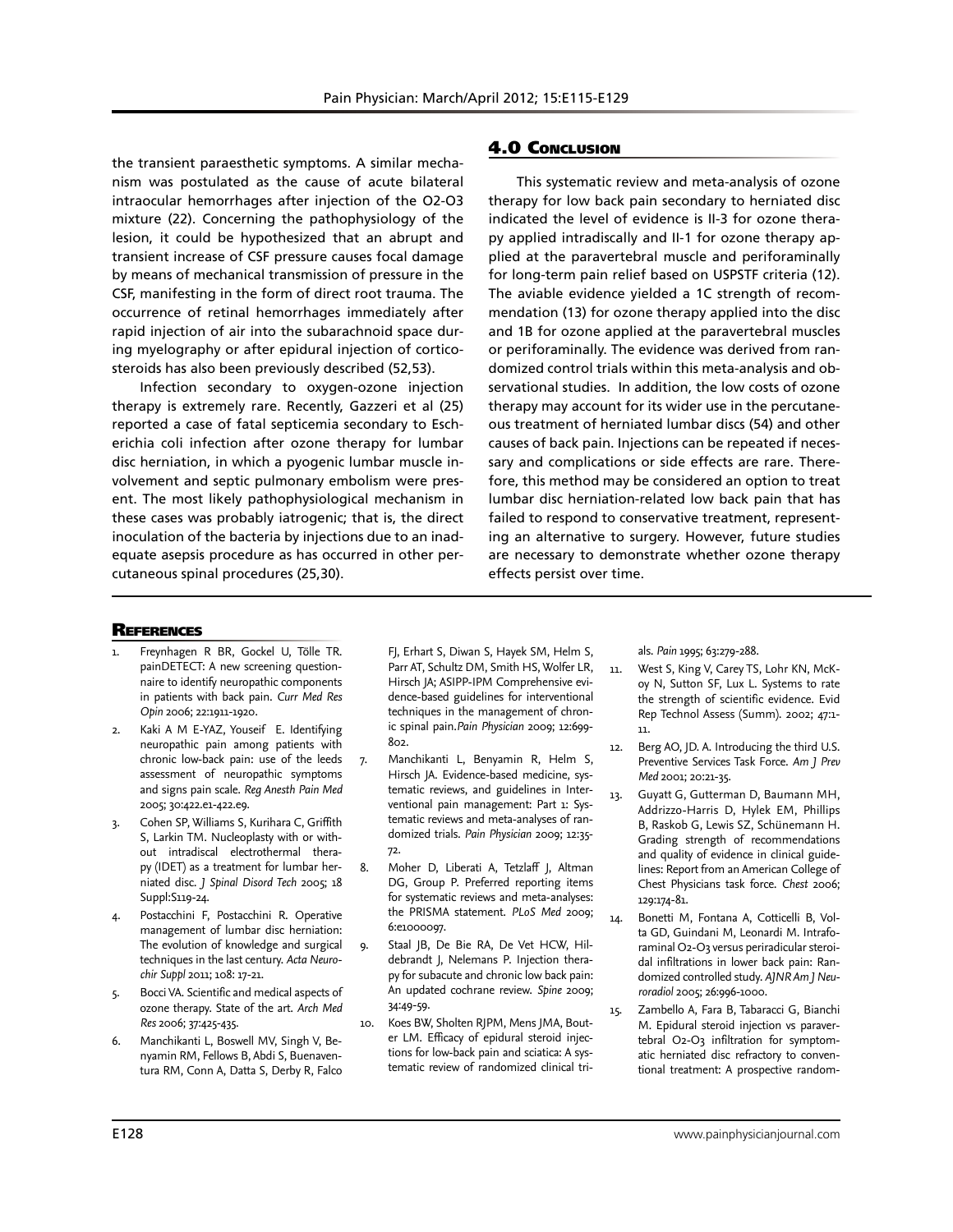the transient paraesthetic symptoms. A similar mechanism was postulated as the cause of acute bilateral intraocular hemorrhages after injection of the O2-O3 mixture (22). Concerning the pathophysiology of the lesion, it could be hypothesized that an abrupt and transient increase of CSF pressure causes focal damage by means of mechanical transmission of pressure in the CSF, manifesting in the form of direct root trauma. The occurrence of retinal hemorrhages immediately after rapid injection of air into the subarachnoid space during myelography or after epidural injection of corticosteroids has also been previously described (52,53).

Infection secondary to oxygen-ozone injection therapy is extremely rare. Recently, Gazzeri et al (25) reported a case of fatal septicemia secondary to Escherichia coli infection after ozone therapy for lumbar disc herniation, in which a pyogenic lumbar muscle involvement and septic pulmonary embolism were present. The most likely pathophysiological mechanism in these cases was probably iatrogenic; that is, the direct inoculation of the bacteria by injections due to an inadequate asepsis procedure as has occurred in other percutaneous spinal procedures (25,30).

## 4.0 Conclusion

This systematic review and meta-analysis of ozone therapy for low back pain secondary to herniated disc indicated the level of evidence is II-3 for ozone therapy applied intradiscally and II-1 for ozone therapy applied at the paravertebral muscle and periforaminally for long-term pain relief based on USPSTF criteria (12). The aviable evidence yielded a 1C strength of recommendation (13) for ozone therapy applied into the disc and 1B for ozone applied at the paravertebral muscles or periforaminally. The evidence was derived from randomized control trials within this meta-analysis and observational studies. In addition, the low costs of ozone therapy may account for its wider use in the percutaneous treatment of herniated lumbar discs (54) and other causes of back pain. Injections can be repeated if necessary and complications or side effects are rare. Therefore, this method may be considered an option to treat lumbar disc herniation-related low back pain that has failed to respond to conservative treatment, representing an alternative to surgery. However, future studies are necessary to demonstrate whether ozone therapy effects persist over time.

## References

1. Freynhagen R BR, Gockel U, Tölle TR. painDETECT: A new screening questionnaire to identify neuropathic components in patients with back pain. *Curr Med Res Opin* 2006; 22:1911-1920.
2. Kaki A M E-YAZ, Youseif E. Identifying neuropathic pain among patients with chronic low-back pain: use of the leeds assessment of neuropathic symptoms and signs pain scale. *Reg Anesth Pain Med* 2005; 30:422.e1-422.e9.
3. Cohen SP, Williams S, Kurihara C, Griffith S, Larkin TM. Nucleoplasty with or without intradiscal electrothermal therapy (IDET) as a treatment for lumbar herniated disc. *J Spinal Disord Tech* 2005; 18 Suppl:S119-24.
4. Postacchini F, Postacchini R. Operative management of lumbar disc herniation: The evolution of knowledge and surgical techniques in the last century. *Acta Neurochir Suppl* 2011; 108: 17-21.
5. Bocci VA. Scientific and medical aspects of ozone therapy. State of the art. *Arch Med Res* 2006; 37:425-435.
6. Manchikanti L, Boswell MV, Singh V, Benyamin RM, Fellows B, Abdi S, Buenaventura RM, Conn A, Datta S, Derby R, Falco FJ, Erhart S, Diwan S, Hayek SM, Helm S, Parr AT, Schultz DM, Smith HS, Wolfer LR, Hirsch JA; ASIPP-IPM Comprehensive evidence-based guidelines for interventional techniques in the management of chronic spinal pain.*Pain Physician* 2009; 12:699-802.
7. Manchikanti L, Benyamin R, Helm S, Hirsch JA. Evidence-based medicine, systematic reviews, and guidelines in Interventional pain management: Part 1: Systematic reviews and meta-analyses of randomized trials. *Pain Physician* 2009; 12:35-72.
8. Moher D, Liberati A, Tetzlaff J, Altman DG, Group P. Preferred reporting items for systematic reviews and meta-analyses: the PRISMA statement. *PLoS Med* 2009; 6:e1000097.
9. Staal JB, De Bie RA, De Vet HCW, Hildebrandt J, Nelemans P. Injection therapy for subacute and chronic low back pain: An updated cochrane review. *Spine* 2009; 34:49-59.
10. Koes BW, Sholten RJPM, Mens JMA, Bouter LM. Efficacy of epidural steroid injections for low-back pain and sciatica: A systematic review of randomized clinical trials. *Pain* 1995; 63:279-288.
11. West S, King V, Carey TS, Lohr KN, McKoy N, Sutton SF, Lux L. Systems to rate the strength of scientific evidence. Evid Rep Technol Assess (Summ). 2002; 47:1-11.
12. Berg AO, JD. A. Introducing the third U.S. Preventive Services Task Force. *Am J Prev Med* 2001; 20:21-35.
13. Guyatt G, Gutterman D, Baumann MH, Addrizzo-Harris D, Hylek EM, Phillips B, Raskob G, Lewis SZ, Schünemann H. Grading strength of recommendations and quality of evidence in clinical guidelines: Report from an American College of Chest Physicians task force. *Chest* 2006; 129:174-81.
14. Bonetti M, Fontana A, Cotticelli B, Volta GD, Guindani M, Leonardi M. Intraforaminal O2-O3 versus periradicular steroidal infiltrations in lower back pain: Randomized controlled study. *AJNR Am J Neuroradiol* 2005; 26:996-1000.
15. Zambello A, Fara B, Tabaracci G, Bianchi M. Epidural steroid injection vs paravertebral O2-O3 infiltration for symptomatic herniated disc refractory to conventional treatment: A prospective random-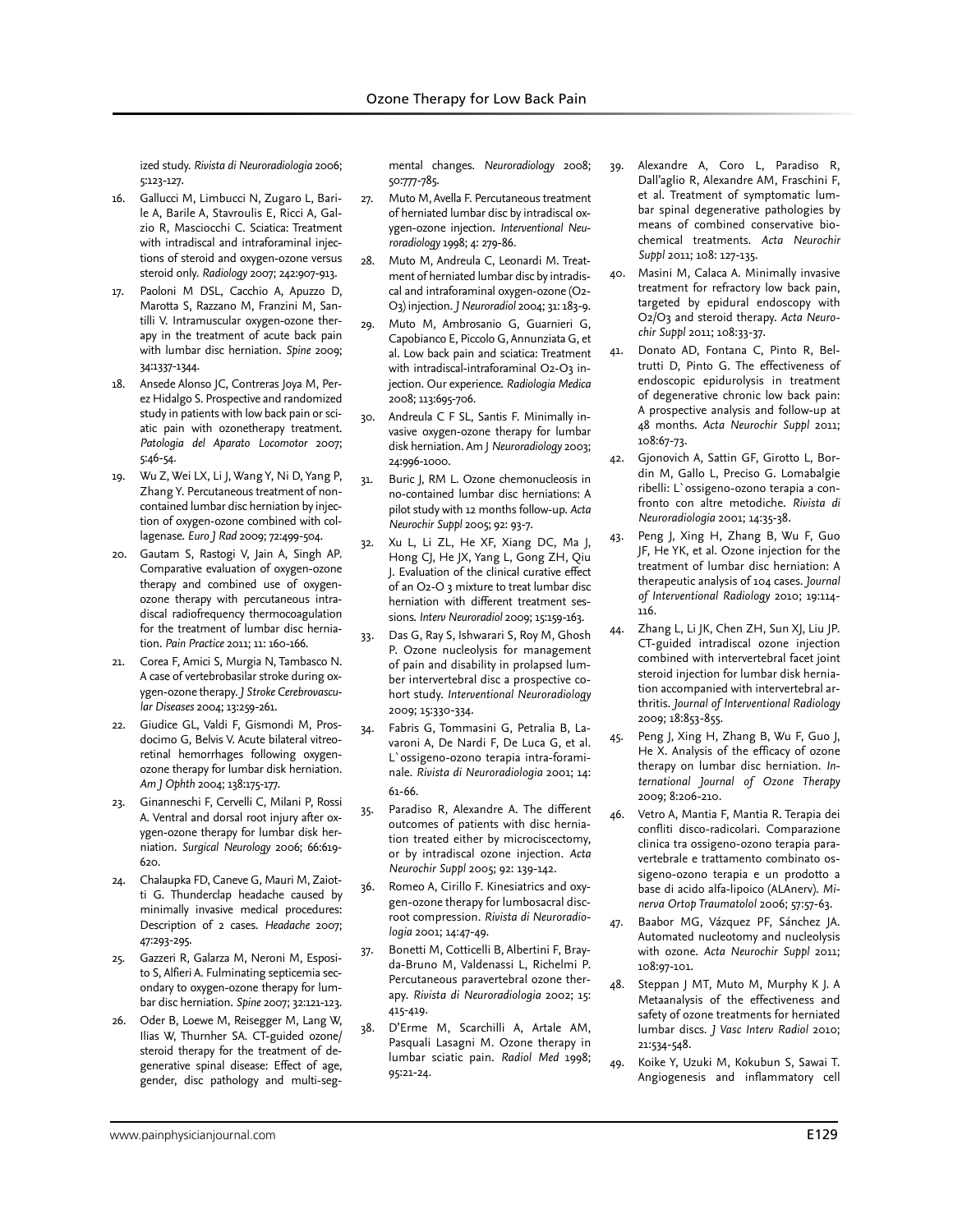ized study. *Rivista di Neuroradiologia* 2006; 5:123-127.

16. Gallucci M, Limbucci N, Zugaro L, Barile A, Barile A, Stavroulis E, Ricci A, Galzio R, Masciocchi C. Sciatica: Treatment with intradiscal and intraforaminal injections of steroid and oxygen-ozone versus steroid only. *Radiology* 2007; 242:907-913.
17. Paoloni M DSL, Cacchio A, Apuzzo D, Marotta S, Razzano M, Franzini M, Santilli V. Intramuscular oxygen-ozone therapy in the treatment of acute back pain with lumbar disc herniation. *Spine* 2009; 34:1337-1344.
18. Ansede Alonso JC, Contreras Joya M, Perez Hidalgo S. Prospective and randomized study in patients with low back pain or sciatic pain with ozonetherapy treatment. *Patologia del Aparato Locomotor* 2007; 5:46-54.
19. Wu Z, Wei LX, Li J, Wang Y, Ni D, Yang P, Zhang Y. Percutaneous treatment of non-contained lumbar disc herniation by injection of oxygen-ozone combined with collagenase. *Euro J Rad* 2009; 72:499-504.
20. Gautam S, Rastogi V, Jain A, Singh AP. Comparative evaluation of oxygen-ozone therapy and combined use of oxygen-ozone therapy with percutaneous intradiscal radiofrequency thermocoagulation for the treatment of lumbar disc herniation. *Pain Practice* 2011; 11: 160-166.
21. Corea F, Amici S, Murgia N, Tambasco N. A case of vertebrobasilar stroke during oxygen-ozone therapy. *J Stroke Cerebrovascular Diseases* 2004; 13:259-261.
22. Giudice GL, Valdi F, Gismondi M, Prosdocimo G, Belvis V. Acute bilateral vitreo-retinal hemorrhages following oxygen-ozone therapy for lumbar disk herniation. *Am J Ophth* 2004; 138:175-177.
23. Ginanneschi F, Cervelli C, Milani P, Rossi A. Ventral and dorsal root injury after oxygen-ozone therapy for lumbar disk herniation. *Surgical Neurology* 2006; 66:619-620.
24. Chalaupka FD, Caneve G, Mauri M, Zaiotti G. Thunderclap headache caused by minimally invasive medical procedures: Description of 2 cases. *Headache* 2007; 47:293-295.
25. Gazzeri R, Galarza M, Neroni M, Esposito S, Alfieri A. Fulminating septicemia secondary to oxygen-ozone therapy for lumbar disc herniation. *Spine* 2007; 32:121-123.
26. Oder B, Loewe M, Reisegger M, Lang W, Ilias W, Thurnher SA. CT-guided ozone/steroid therapy for the treatment of degenerative spinal disease: Effect of age, gender, disc pathology and multi-segmental changes. *Neuroradiology* 2008; 50:777-785.
27. Muto M, Avella F. Percutaneous treatment of herniated lumbar disc by intradiscal oxygen-ozone injection. *Interventional Neuroradiology* 1998; 4: 279-86.
28. Muto M, Andreula C, Leonardi M. Treatment of herniated lumbar disc by intradiscal and intraforaminal oxygen-ozone ($O_2$-$O_3$) injection. *J Neuroradiol* 2004; 31: 183-9.
29. Muto M, Ambrosanio G, Guarnieri G, Capobianco E, Piccolo G, Annunziata G, et al. Low back pain and sciatica: Treatment with intradiscal-intraforaminal $O_2$-$O_3$ injection. Our experience. *Radiologia Medica* 2008; 113:695-706.
30. Andreula C F SL, Santis F. Minimally invasive oxygen-ozone therapy for lumbar disk herniation. *Am J Neuroradiology* 2003; 24:996-1000.
31. Buric J, RM L. Ozone chemonucleosis in no-contained lumbar disc herniations: A pilot study with 12 months follow-up. *Acta Neurochir Suppl* 2005; 92: 93-7.
32. Xu L, Li ZL, He XF, Xiang DC, Ma J, Hong CJ, He JX, Yang L, Gong ZH, Qiu J. Evaluation of the clinical curative effect of an $O_2$-$O_3$ mixture to treat lumbar disc herniation with different treatment sessions. *Interv Neuroradiol* 2009; 15:159-163.
33. Das G, Ray S, Ishwarari S, Roy M, Ghosh P. Ozone nucleolysis for management of pain and disability in prolapsed lumber intervertebral disc a prospective cohort study. *Interventional Neuroradiology* 2009; 15:330-334.
34. Fabris G, Tommasini G, Petralia B, Lavaroni A, De Nardi F, De Luca G, et al. L`ossigeno-ozono terapia intra-foraminale. *Rivista di Neuroradiologia* 2001; 14: 61-66.
35. Paradiso R, Alexandre A. The different outcomes of patients with disc herniation treated either by microciscectomy, or by intradiscal ozone injection. *Acta Neurochir Suppl* 2005; 92: 139-142.
36. Romeo A, Cirillo F. Kinesiatrics and oxygen-ozone therapy for lumbosacral discroot compression. *Rivista di Neuroradiologia* 2001; 14:47-49.
37. Bonetti M, Cotticelli B, Albertini F, Brayda-Bruno M, Valdenassi L, Richelmi P. Percutaneous paravertebral ozone therapy. *Rivista di Neuroradiologia* 2002; 15: 415-419.
38. D'Erme M, Scarchilli A, Artale AM, Pasquali Lasagni M. Ozone therapy in lumbar sciatic pain. *Radiol Med* 1998; 95:21-24.
39. Alexandre A, Coro L, Paradiso R, Dall'aglio R, Alexandre AM, Fraschini F, et al. Treatment of symptomatic lumbar spinal degenerative pathologies by means of combined conservative biochemical treatments. *Acta Neurochir Suppl* 2011; 108: 127-135.
40. Masini M, Calaca A. Minimally invasive treatment for refractory low back pain, targeted by epidural endoscopy with $O_2$/$O_3$ and steroid therapy. *Acta Neurochir Suppl* 2011; 108:33-37.
41. Donato AD, Fontana C, Pinto R, Beltrutti D, Pinto G. The effectiveness of endoscopic epidurolysis in treatment of degenerative chronic low back pain: A prospective analysis and follow-up at 48 months. *Acta Neurochir Suppl* 2011; 108:67-73.
42. Gjonovich A, Sattin GF, Girotto L, Bordin M, Gallo L, Preciso G. Lomabalgie ribelli: L`ossigeno-ozono terapia a confronto con altre metodiche. *Rivista di Neuroradiologia* 2001; 14:35-38.
43. Peng J, Xing H, Zhang B, Wu F, Guo JF, He YK, et al. Ozone injection for the treatment of lumbar disc herniation: A therapeutic analysis of 104 cases. *Journal of Interventional Radiology* 2010; 19:114-116.
44. Zhang L, Li JK, Chen ZH, Sun XJ, Liu JP. CT-guided intradiscal ozone injection combined with intervertebral facet joint steroid injection for lumbar disk herniation accompanied with intervertebral arthritis. *Journal of Interventional Radiology* 2009; 18:853-855.
45. Peng J, Xing H, Zhang B, Wu F, Guo J, He X. Analysis of the efficacy of ozone therapy on lumbar disc herniation. *International Journal of Ozone Therapy* 2009; 8:206-210.
46. Vetro A, Mantia F, Mantia R. Terapia dei confliti disco-radicolari. Comparazione clinica tra ossigeno-ozono terapia paravertebrale e trattamento combinato ossigeno-ozono terapia e un prodotto a base di acido alfa-lipoico (ALAnerv). *Minerva Ortop Traumatolol* 2006; 57:57-63.
47. Baabor MG, Vázquez PF, Sánchez JA. Automated nucleotomy and nucleolysis with ozone. *Acta Neurochir Suppl* 2011; 108:97-101.
48. Steppan J MT, Muto M, Murphy K J. A Metaanalysis of the effectiveness and safety of ozone treatments for herniated lumbar discs. *J Vasc Interv Radiol* 2010; 21:534-548.
49. Koike Y, Uzuki M, Kokubun S, Sawai T. Angiogenesis and inflammatory cell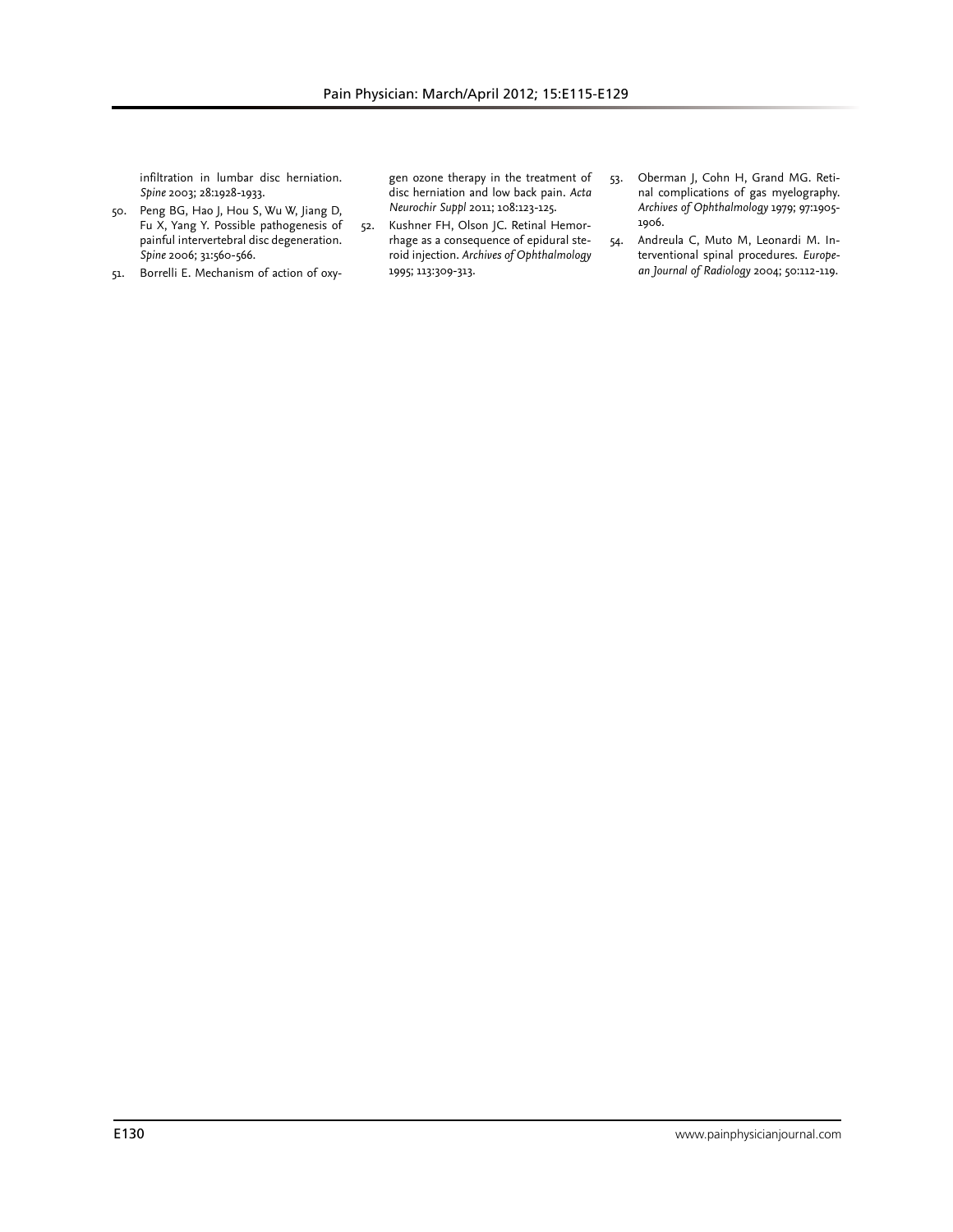infiltration in lumbar disc herniation. *Spine* 2003; 28:1928-1933.

50. Peng BG, Hao J, Hou S, Wu W, Jiang D, Fu X, Yang Y. Possible pathogenesis of painful intervertebral disc degeneration. *Spine* 2006; 31:560-566.
51. Borrelli E. Mechanism of action of oxygen ozone therapy in the treatment of disc herniation and low back pain. *Acta Neurochir Suppl* 2011; 108:123-125.
52. Kushner FH, Olson JC. Retinal Hemorrhage as a consequence of epidural steroid injection. *Archives of Ophthalmology* 1995; 113:309-313.
53. Oberman J, Cohn H, Grand MG. Retinal complications of gas myelography. *Archives of Ophthalmology* 1979; 97:1905-1906.
54. Andreula C, Muto M, Leonardi M. Interventional spinal procedures. *European Journal of Radiology* 2004; 50:112-119.